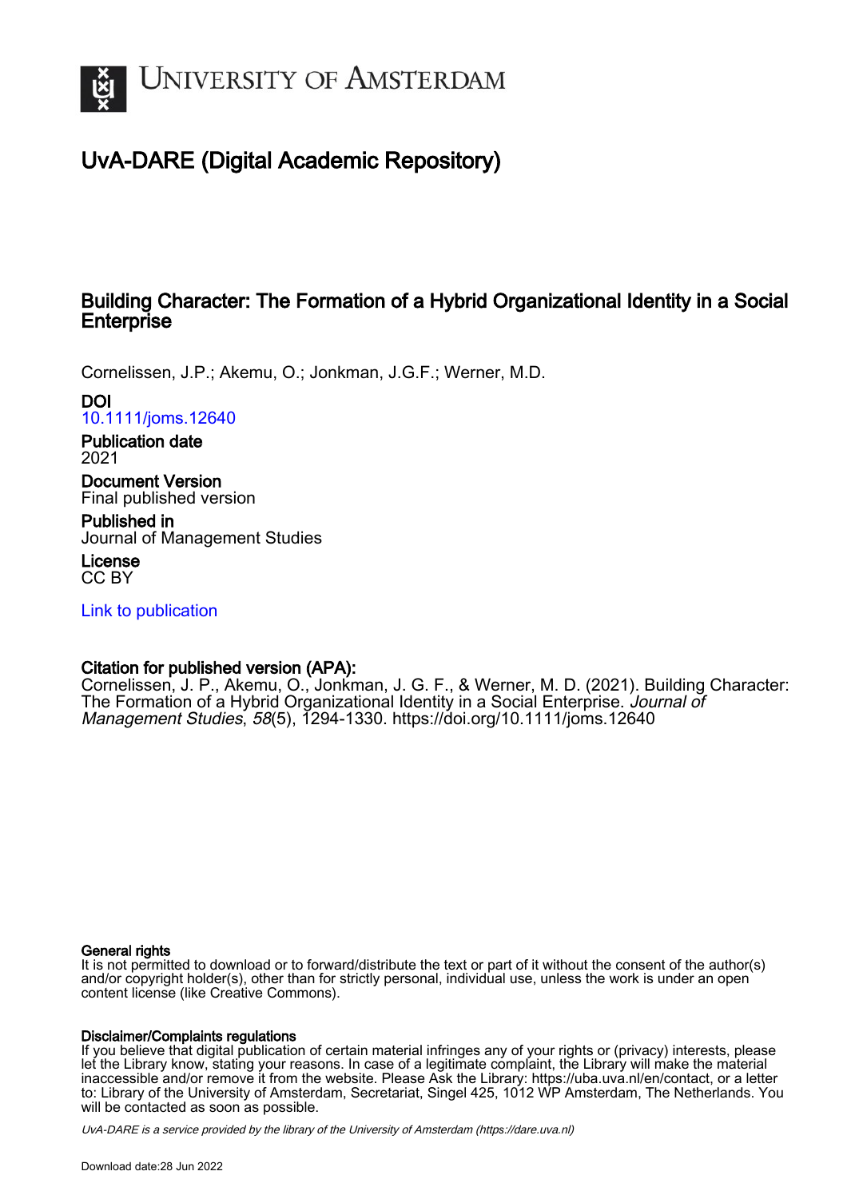# UvA-DARE (Digital Academic Repository)

## Building Character: The Formation of a Hybrid Organizational Identity in a Social Enterprise

Cornelissen, J.P.; Akemu, O.; Jonkman, J.G.F.; Werner, M.D.

**DOI**
10.1111/joms.12640

**Publication date**
2021

**Document Version**
Final published version

**Published in**
Journal of Management Studies

**License**
CC BY

Link to publication

**Citation for published version (APA):**
Cornelissen, J. P., Akemu, O., Jonkman, J. G. F., & Werner, M. D. (2021). Building Character: The Formation of a Hybrid Organizational Identity in a Social Enterprise. *Journal of Management Studies*, *58*(5), 1294-1330. https://doi.org/10.1111/joms.12640

**General rights**
It is not permitted to download or to forward/distribute the text or part of it without the consent of the author(s) and/or copyright holder(s), other than for strictly personal, individual use, unless the work is under an open content license (like Creative Commons).

**Disclaimer/Complaints regulations**
If you believe that digital publication of certain material infringes any of your rights or (privacy) interests, please let the Library know, stating your reasons. In case of a legitimate complaint, the Library will make the material inaccessible and/or remove it from the website. Please Ask the Library: https://uba.uva.nl/en/contact, or a letter to: Library of the University of Amsterdam, Secretariat, Singel 425, 1012 WP Amsterdam, The Netherlands. You will be contacted as soon as possible.

*UvA-DARE is a service provided by the library of the University of Amsterdam (https://dare.uva.nl)*

Download date:28 Jun 2022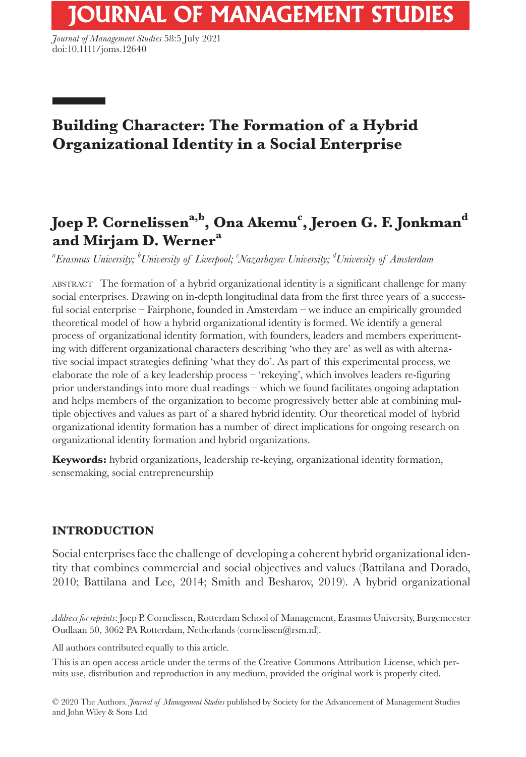# Building Character: The Formation of a Hybrid Organizational Identity in a Social Enterprise

## Joep P. Cornelissen[a,b], Ona Akemu[c], Jeroen G. F. Jonkman[d] and Mirjam D. Werner[a]

[a]*Erasmus University;* [b]*University of Liverpool;* [c]*Nazarbayev University;* [d]*University of Amsterdam*

ABSTRACT The formation of a hybrid organizational identity is a significant challenge for many social enterprises. Drawing on in-depth longitudinal data from the first three years of a successful social enterprise – Fairphone, founded in Amsterdam – we induce an empirically grounded theoretical model of how a hybrid organizational identity is formed. We identify a general process of organizational identity formation, with founders, leaders and members experimenting with different organizational characters describing 'who they are' as well as with alternative social impact strategies defining 'what they do'. As part of this experimental process, we elaborate the role of a key leadership process – 'rekeying', which involves leaders re-figuring prior understandings into more dual readings – which we found facilitates ongoing adaptation and helps members of the organization to become progressively better able at combining multiple objectives and values as part of a shared hybrid identity. Our theoretical model of hybrid organizational identity formation has a number of direct implications for ongoing research on organizational identity formation and hybrid organizations.

**Keywords:** hybrid organizations, leadership re-keying, organizational identity formation, sensemaking, social entrepreneurship

## INTRODUCTION

Social enterprises face the challenge of developing a coherent hybrid organizational identity that combines commercial and social objectives and values (Battilana and Dorado, 2010; Battilana and Lee, 2014; Smith and Besharov, 2019). A hybrid organizational

*Address for reprints*: Joep P. Cornelissen, Rotterdam School of Management, Erasmus University, Burgemeester Oudlaan 50, 3062 PA Rotterdam, Netherlands (cornelissen@rsm.nl).

All authors contributed equally to this article.

This is an open access article under the terms of the Creative Commons Attribution License, which permits use, distribution and reproduction in any medium, provided the original work is properly cited.

© 2020 The Authors. *Journal of Management Studies* published by Society for the Advancement of Management Studies and John Wiley & Sons Ltd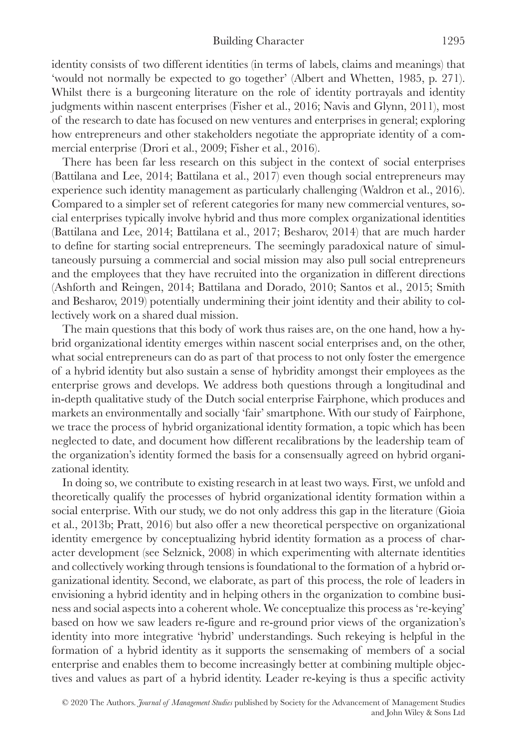identity consists of two different identities (in terms of labels, claims and meanings) that 'would not normally be expected to go together' (Albert and Whetten, 1985, p. 271). Whilst there is a burgeoning literature on the role of identity portrayals and identity judgments within nascent enterprises (Fisher et al., 2016; Navis and Glynn, 2011), most of the research to date has focused on new ventures and enterprises in general; exploring how entrepreneurs and other stakeholders negotiate the appropriate identity of a commercial enterprise (Drori et al., 2009; Fisher et al., 2016).

There has been far less research on this subject in the context of social enterprises (Battilana and Lee, 2014; Battilana et al., 2017) even though social entrepreneurs may experience such identity management as particularly challenging (Waldron et al., 2016). Compared to a simpler set of referent categories for many new commercial ventures, social enterprises typically involve hybrid and thus more complex organizational identities (Battilana and Lee, 2014; Battilana et al., 2017; Besharov, 2014) that are much harder to define for starting social entrepreneurs. The seemingly paradoxical nature of simultaneously pursuing a commercial and social mission may also pull social entrepreneurs and the employees that they have recruited into the organization in different directions (Ashforth and Reingen, 2014; Battilana and Dorado, 2010; Santos et al., 2015; Smith and Besharov, 2019) potentially undermining their joint identity and their ability to collectively work on a shared dual mission.

The main questions that this body of work thus raises are, on the one hand, how a hybrid organizational identity emerges within nascent social enterprises and, on the other, what social entrepreneurs can do as part of that process to not only foster the emergence of a hybrid identity but also sustain a sense of hybridity amongst their employees as the enterprise grows and develops. We address both questions through a longitudinal and in-depth qualitative study of the Dutch social enterprise Fairphone, which produces and markets an environmentally and socially 'fair' smartphone. With our study of Fairphone, we trace the process of hybrid organizational identity formation, a topic which has been neglected to date, and document how different recalibrations by the leadership team of the organization's identity formed the basis for a consensually agreed on hybrid organizational identity.

In doing so, we contribute to existing research in at least two ways. First, we unfold and theoretically qualify the processes of hybrid organizational identity formation within a social enterprise. With our study, we do not only address this gap in the literature (Gioia et al., 2013b; Pratt, 2016) but also offer a new theoretical perspective on organizational identity emergence by conceptualizing hybrid identity formation as a process of character development (see Selznick, 2008) in which experimenting with alternate identities and collectively working through tensions is foundational to the formation of a hybrid organizational identity. Second, we elaborate, as part of this process, the role of leaders in envisioning a hybrid identity and in helping others in the organization to combine business and social aspects into a coherent whole. We conceptualize this process as 're-keying' based on how we saw leaders re-figure and re-ground prior views of the organization's identity into more integrative 'hybrid' understandings. Such rekeying is helpful in the formation of a hybrid identity as it supports the sensemaking of members of a social enterprise and enables them to become increasingly better at combining multiple objectives and values as part of a hybrid identity. Leader re-keying is thus a specific activity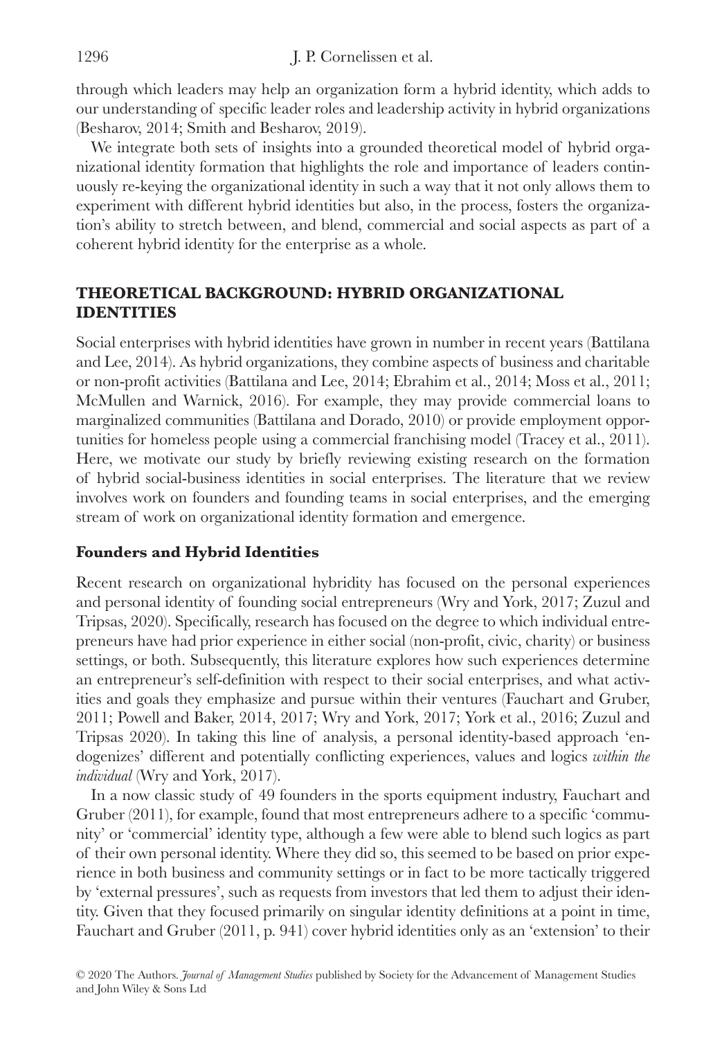through which leaders may help an organization form a hybrid identity, which adds to our understanding of specific leader roles and leadership activity in hybrid organizations (Besharov, 2014; Smith and Besharov, 2019).

We integrate both sets of insights into a grounded theoretical model of hybrid organizational identity formation that highlights the role and importance of leaders continuously re-keying the organizational identity in such a way that it not only allows them to experiment with different hybrid identities but also, in the process, fosters the organization's ability to stretch between, and blend, commercial and social aspects as part of a coherent hybrid identity for the enterprise as a whole.

## THEORETICAL BACKGROUND: HYBRID ORGANIZATIONAL IDENTITIES

Social enterprises with hybrid identities have grown in number in recent years (Battilana and Lee, 2014). As hybrid organizations, they combine aspects of business and charitable or non-profit activities (Battilana and Lee, 2014; Ebrahim et al., 2014; Moss et al., 2011; McMullen and Warnick, 2016). For example, they may provide commercial loans to marginalized communities (Battilana and Dorado, 2010) or provide employment opportunities for homeless people using a commercial franchising model (Tracey et al., 2011). Here, we motivate our study by briefly reviewing existing research on the formation of hybrid social-business identities in social enterprises. The literature that we review involves work on founders and founding teams in social enterprises, and the emerging stream of work on organizational identity formation and emergence.

### Founders and Hybrid Identities

Recent research on organizational hybridity has focused on the personal experiences and personal identity of founding social entrepreneurs (Wry and York, 2017; Zuzul and Tripsas, 2020). Specifically, research has focused on the degree to which individual entrepreneurs have had prior experience in either social (non-profit, civic, charity) or business settings, or both. Subsequently, this literature explores how such experiences determine an entrepreneur's self-definition with respect to their social enterprises, and what activities and goals they emphasize and pursue within their ventures (Fauchart and Gruber, 2011; Powell and Baker, 2014, 2017; Wry and York, 2017; York et al., 2016; Zuzul and Tripsas 2020). In taking this line of analysis, a personal identity-based approach 'endogenizes' different and potentially conflicting experiences, values and logics *within the individual* (Wry and York, 2017).

In a now classic study of 49 founders in the sports equipment industry, Fauchart and Gruber (2011), for example, found that most entrepreneurs adhere to a specific 'community' or 'commercial' identity type, although a few were able to blend such logics as part of their own personal identity. Where they did so, this seemed to be based on prior experience in both business and community settings or in fact to be more tactically triggered by 'external pressures', such as requests from investors that led them to adjust their identity. Given that they focused primarily on singular identity definitions at a point in time, Fauchart and Gruber (2011, p. 941) cover hybrid identities only as an 'extension' to their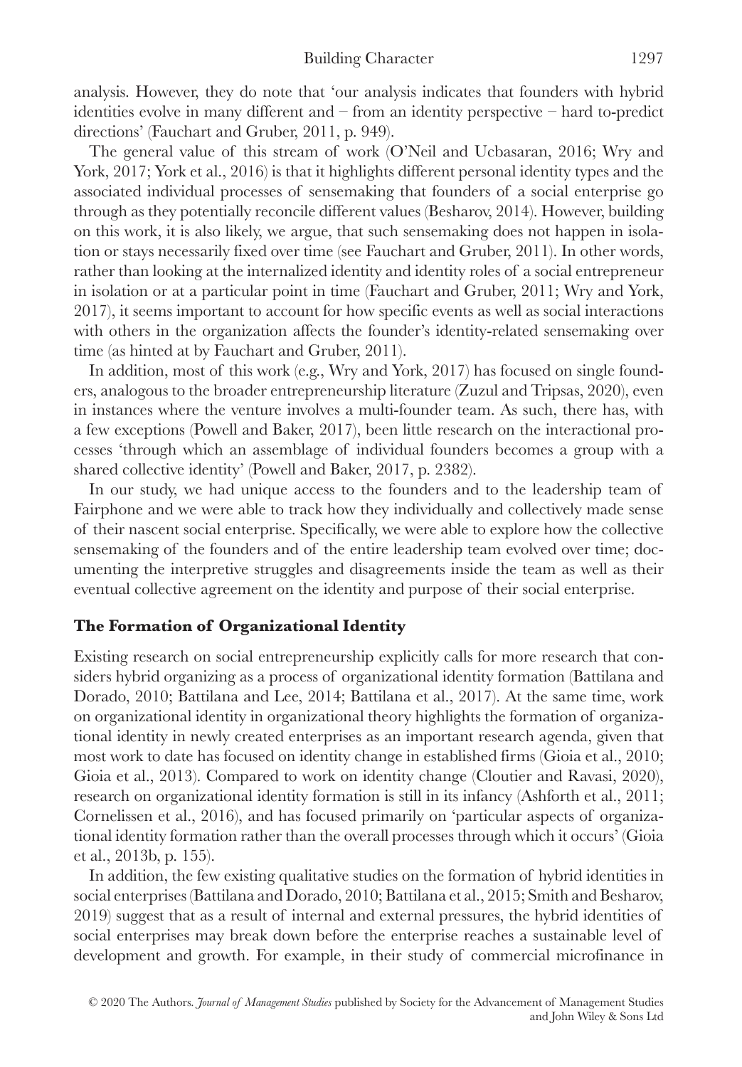analysis. However, they do note that 'our analysis indicates that founders with hybrid identities evolve in many different and – from an identity perspective – hard to-predict directions' (Fauchart and Gruber, 2011, p. 949).

The general value of this stream of work (O'Neil and Ucbasaran, 2016; Wry and York, 2017; York et al., 2016) is that it highlights different personal identity types and the associated individual processes of sensemaking that founders of a social enterprise go through as they potentially reconcile different values (Besharov, 2014). However, building on this work, it is also likely, we argue, that such sensemaking does not happen in isolation or stays necessarily fixed over time (see Fauchart and Gruber, 2011). In other words, rather than looking at the internalized identity and identity roles of a social entrepreneur in isolation or at a particular point in time (Fauchart and Gruber, 2011; Wry and York, 2017), it seems important to account for how specific events as well as social interactions with others in the organization affects the founder's identity-related sensemaking over time (as hinted at by Fauchart and Gruber, 2011).

In addition, most of this work (e.g., Wry and York, 2017) has focused on single founders, analogous to the broader entrepreneurship literature (Zuzul and Tripsas, 2020), even in instances where the venture involves a multi-founder team. As such, there has, with a few exceptions (Powell and Baker, 2017), been little research on the interactional processes 'through which an assemblage of individual founders becomes a group with a shared collective identity' (Powell and Baker, 2017, p. 2382).

In our study, we had unique access to the founders and to the leadership team of Fairphone and we were able to track how they individually and collectively made sense of their nascent social enterprise. Specifically, we were able to explore how the collective sensemaking of the founders and of the entire leadership team evolved over time; documenting the interpretive struggles and disagreements inside the team as well as their eventual collective agreement on the identity and purpose of their social enterprise.

## The Formation of Organizational Identity

Existing research on social entrepreneurship explicitly calls for more research that considers hybrid organizing as a process of organizational identity formation (Battilana and Dorado, 2010; Battilana and Lee, 2014; Battilana et al., 2017). At the same time, work on organizational identity in organizational theory highlights the formation of organizational identity in newly created enterprises as an important research agenda, given that most work to date has focused on identity change in established firms (Gioia et al., 2010; Gioia et al., 2013). Compared to work on identity change (Cloutier and Ravasi, 2020), research on organizational identity formation is still in its infancy (Ashforth et al., 2011; Cornelissen et al., 2016), and has focused primarily on 'particular aspects of organizational identity formation rather than the overall processes through which it occurs' (Gioia et al., 2013b, p. 155).

In addition, the few existing qualitative studies on the formation of hybrid identities in social enterprises (Battilana and Dorado, 2010; Battilana et al., 2015; Smith and Besharov, 2019) suggest that as a result of internal and external pressures, the hybrid identities of social enterprises may break down before the enterprise reaches a sustainable level of development and growth. For example, in their study of commercial microfinance in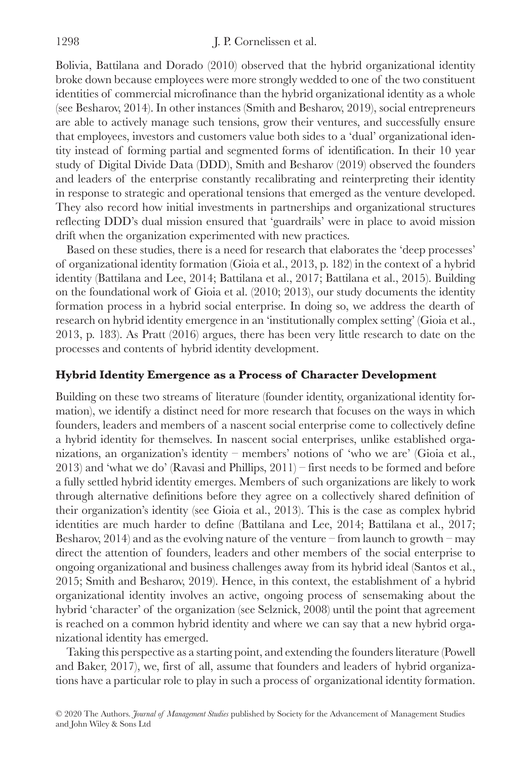Bolivia, Battilana and Dorado (2010) observed that the hybrid organizational identity broke down because employees were more strongly wedded to one of the two constituent identities of commercial microfinance than the hybrid organizational identity as a whole (see Besharov, 2014). In other instances (Smith and Besharov, 2019), social entrepreneurs are able to actively manage such tensions, grow their ventures, and successfully ensure that employees, investors and customers value both sides to a 'dual' organizational identity instead of forming partial and segmented forms of identification. In their 10 year study of Digital Divide Data (DDD), Smith and Besharov (2019) observed the founders and leaders of the enterprise constantly recalibrating and reinterpreting their identity in response to strategic and operational tensions that emerged as the venture developed. They also record how initial investments in partnerships and organizational structures reflecting DDD's dual mission ensured that 'guardrails' were in place to avoid mission drift when the organization experimented with new practices.

Based on these studies, there is a need for research that elaborates the 'deep processes' of organizational identity formation (Gioia et al., 2013, p. 182) in the context of a hybrid identity (Battilana and Lee, 2014; Battilana et al., 2017; Battilana et al., 2015). Building on the foundational work of Gioia et al. (2010; 2013), our study documents the identity formation process in a hybrid social enterprise. In doing so, we address the dearth of research on hybrid identity emergence in an 'institutionally complex setting' (Gioia et al., 2013, p. 183). As Pratt (2016) argues, there has been very little research to date on the processes and contents of hybrid identity development.

### Hybrid Identity Emergence as a Process of Character Development

Building on these two streams of literature (founder identity, organizational identity formation), we identify a distinct need for more research that focuses on the ways in which founders, leaders and members of a nascent social enterprise come to collectively define a hybrid identity for themselves. In nascent social enterprises, unlike established organizations, an organization's identity – members' notions of 'who we are' (Gioia et al., 2013) and 'what we do' (Ravasi and Phillips, 2011) – first needs to be formed and before a fully settled hybrid identity emerges. Members of such organizations are likely to work through alternative definitions before they agree on a collectively shared definition of their organization's identity (see Gioia et al., 2013). This is the case as complex hybrid identities are much harder to define (Battilana and Lee, 2014; Battilana et al., 2017; Besharov, 2014) and as the evolving nature of the venture – from launch to growth – may direct the attention of founders, leaders and other members of the social enterprise to ongoing organizational and business challenges away from its hybrid ideal (Santos et al., 2015; Smith and Besharov, 2019). Hence, in this context, the establishment of a hybrid organizational identity involves an active, ongoing process of sensemaking about the hybrid 'character' of the organization (see Selznick, 2008) until the point that agreement is reached on a common hybrid identity and where we can say that a new hybrid organizational identity has emerged.

Taking this perspective as a starting point, and extending the founders literature (Powell and Baker, 2017), we, first of all, assume that founders and leaders of hybrid organizations have a particular role to play in such a process of organizational identity formation.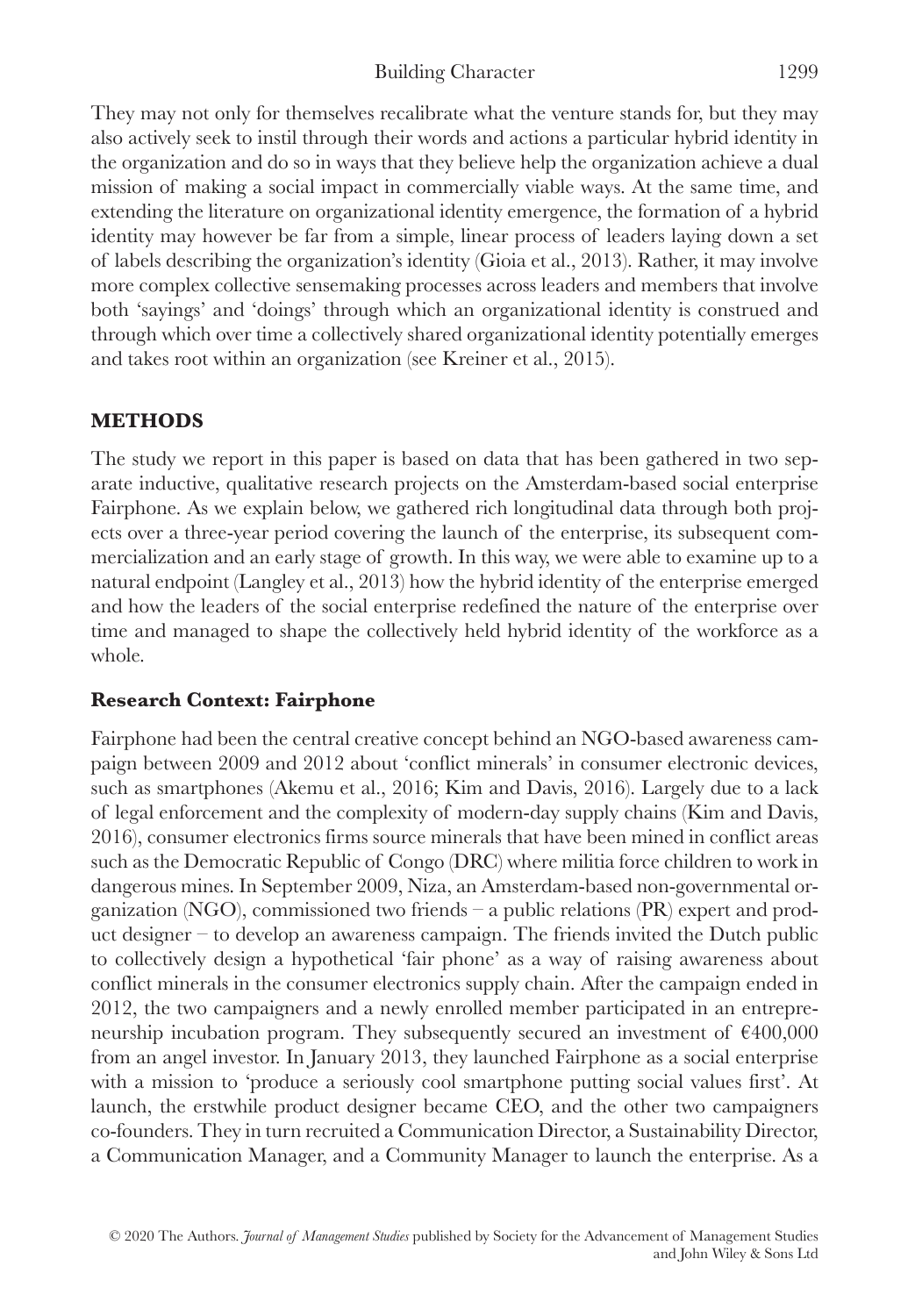They may not only for themselves recalibrate what the venture stands for, but they may also actively seek to instil through their words and actions a particular hybrid identity in the organization and do so in ways that they believe help the organization achieve a dual mission of making a social impact in commercially viable ways. At the same time, and extending the literature on organizational identity emergence, the formation of a hybrid identity may however be far from a simple, linear process of leaders laying down a set of labels describing the organization's identity (Gioia et al., 2013). Rather, it may involve more complex collective sensemaking processes across leaders and members that involve both 'sayings' and 'doings' through which an organizational identity is construed and through which over time a collectively shared organizational identity potentially emerges and takes root within an organization (see Kreiner et al., 2015).

## METHODS

The study we report in this paper is based on data that has been gathered in two separate inductive, qualitative research projects on the Amsterdam-based social enterprise Fairphone. As we explain below, we gathered rich longitudinal data through both projects over a three-year period covering the launch of the enterprise, its subsequent commercialization and an early stage of growth. In this way, we were able to examine up to a natural endpoint (Langley et al., 2013) how the hybrid identity of the enterprise emerged and how the leaders of the social enterprise redefined the nature of the enterprise over time and managed to shape the collectively held hybrid identity of the workforce as a whole.

### Research Context: Fairphone

Fairphone had been the central creative concept behind an NGO-based awareness campaign between 2009 and 2012 about 'conflict minerals' in consumer electronic devices, such as smartphones (Akemu et al., 2016; Kim and Davis, 2016). Largely due to a lack of legal enforcement and the complexity of modern-day supply chains (Kim and Davis, 2016), consumer electronics firms source minerals that have been mined in conflict areas such as the Democratic Republic of Congo (DRC) where militia force children to work in dangerous mines. In September 2009, Niza, an Amsterdam-based non-governmental organization (NGO), commissioned two friends – a public relations (PR) expert and product designer – to develop an awareness campaign. The friends invited the Dutch public to collectively design a hypothetical 'fair phone' as a way of raising awareness about conflict minerals in the consumer electronics supply chain. After the campaign ended in 2012, the two campaigners and a newly enrolled member participated in an entrepreneurship incubation program. They subsequently secured an investment of €400,000 from an angel investor. In January 2013, they launched Fairphone as a social enterprise with a mission to 'produce a seriously cool smartphone putting social values first'. At launch, the erstwhile product designer became CEO, and the other two campaigners co-founders. They in turn recruited a Communication Director, a Sustainability Director, a Communication Manager, and a Community Manager to launch the enterprise. As a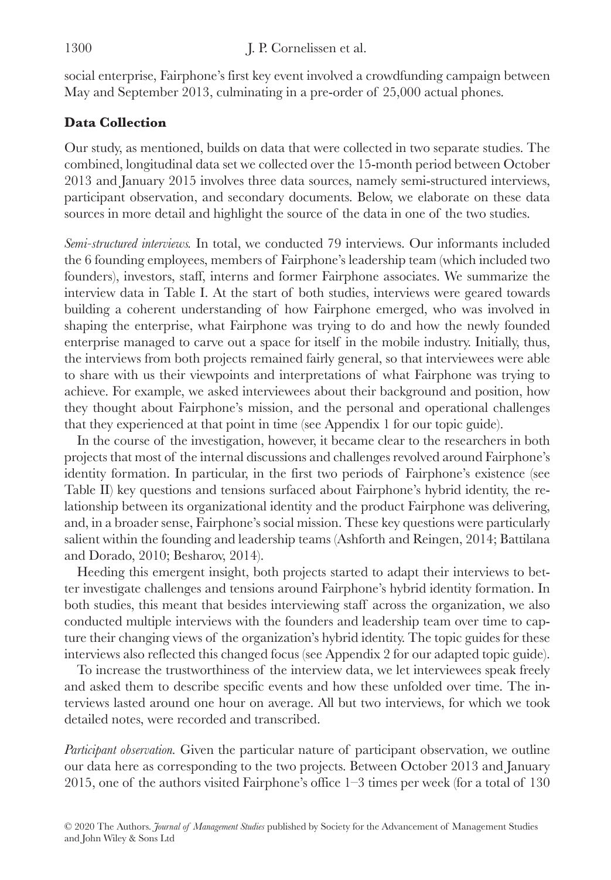social enterprise, Fairphone's first key event involved a crowdfunding campaign between May and September 2013, culminating in a pre-order of 25,000 actual phones.

## Data Collection

Our study, as mentioned, builds on data that were collected in two separate studies. The combined, longitudinal data set we collected over the 15-month period between October 2013 and January 2015 involves three data sources, namely semi-structured interviews, participant observation, and secondary documents. Below, we elaborate on these data sources in more detail and highlight the source of the data in one of the two studies.

*Semi-structured interviews.* In total, we conducted 79 interviews. Our informants included the 6 founding employees, members of Fairphone's leadership team (which included two founders), investors, staff, interns and former Fairphone associates. We summarize the interview data in Table I. At the start of both studies, interviews were geared towards building a coherent understanding of how Fairphone emerged, who was involved in shaping the enterprise, what Fairphone was trying to do and how the newly founded enterprise managed to carve out a space for itself in the mobile industry. Initially, thus, the interviews from both projects remained fairly general, so that interviewees were able to share with us their viewpoints and interpretations of what Fairphone was trying to achieve. For example, we asked interviewees about their background and position, how they thought about Fairphone's mission, and the personal and operational challenges that they experienced at that point in time (see Appendix 1 for our topic guide).

In the course of the investigation, however, it became clear to the researchers in both projects that most of the internal discussions and challenges revolved around Fairphone's identity formation. In particular, in the first two periods of Fairphone's existence (see Table II) key questions and tensions surfaced about Fairphone's hybrid identity, the relationship between its organizational identity and the product Fairphone was delivering, and, in a broader sense, Fairphone's social mission. These key questions were particularly salient within the founding and leadership teams (Ashforth and Reingen, 2014; Battilana and Dorado, 2010; Besharov, 2014).

Heeding this emergent insight, both projects started to adapt their interviews to better investigate challenges and tensions around Fairphone's hybrid identity formation. In both studies, this meant that besides interviewing staff across the organization, we also conducted multiple interviews with the founders and leadership team over time to capture their changing views of the organization's hybrid identity. The topic guides for these interviews also reflected this changed focus (see Appendix 2 for our adapted topic guide).

To increase the trustworthiness of the interview data, we let interviewees speak freely and asked them to describe specific events and how these unfolded over time. The interviews lasted around one hour on average. All but two interviews, for which we took detailed notes, were recorded and transcribed.

*Participant observation.* Given the particular nature of participant observation, we outline our data here as corresponding to the two projects. Between October 2013 and January 2015, one of the authors visited Fairphone's office 1–3 times per week (for a total of 130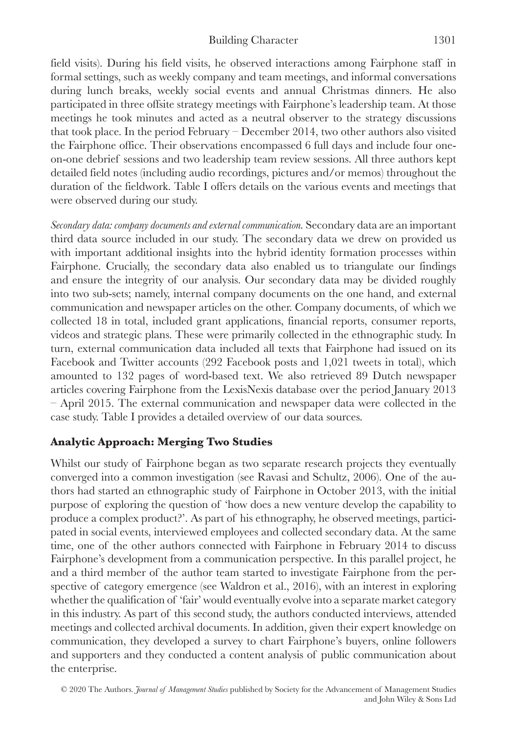field visits). During his field visits, he observed interactions among Fairphone staff in formal settings, such as weekly company and team meetings, and informal conversations during lunch breaks, weekly social events and annual Christmas dinners. He also participated in three offsite strategy meetings with Fairphone's leadership team. At those meetings he took minutes and acted as a neutral observer to the strategy discussions that took place. In the period February – December 2014, two other authors also visited the Fairphone office. Their observations encompassed 6 full days and include four one-on-one debrief sessions and two leadership team review sessions. All three authors kept detailed field notes (including audio recordings, pictures and/or memos) throughout the duration of the fieldwork. Table I offers details on the various events and meetings that were observed during our study.

*Secondary data: company documents and external communication.* Secondary data are an important third data source included in our study. The secondary data we drew on provided us with important additional insights into the hybrid identity formation processes within Fairphone. Crucially, the secondary data also enabled us to triangulate our findings and ensure the integrity of our analysis. Our secondary data may be divided roughly into two sub-sets; namely, internal company documents on the one hand, and external communication and newspaper articles on the other. Company documents, of which we collected 18 in total, included grant applications, financial reports, consumer reports, videos and strategic plans. These were primarily collected in the ethnographic study. In turn, external communication data included all texts that Fairphone had issued on its Facebook and Twitter accounts (292 Facebook posts and 1,021 tweets in total), which amounted to 132 pages of word-based text. We also retrieved 89 Dutch newspaper articles covering Fairphone from the LexisNexis database over the period January 2013 – April 2015. The external communication and newspaper data were collected in the case study. Table I provides a detailed overview of our data sources.

### Analytic Approach: Merging Two Studies

Whilst our study of Fairphone began as two separate research projects they eventually converged into a common investigation (see Ravasi and Schultz, 2006). One of the authors had started an ethnographic study of Fairphone in October 2013, with the initial purpose of exploring the question of 'how does a new venture develop the capability to produce a complex product?'. As part of his ethnography, he observed meetings, participated in social events, interviewed employees and collected secondary data. At the same time, one of the other authors connected with Fairphone in February 2014 to discuss Fairphone's development from a communication perspective. In this parallel project, he and a third member of the author team started to investigate Fairphone from the perspective of category emergence (see Waldron et al., 2016), with an interest in exploring whether the qualification of 'fair' would eventually evolve into a separate market category in this industry. As part of this second study, the authors conducted interviews, attended meetings and collected archival documents. In addition, given their expert knowledge on communication, they developed a survey to chart Fairphone's buyers, online followers and supporters and they conducted a content analysis of public communication about the enterprise.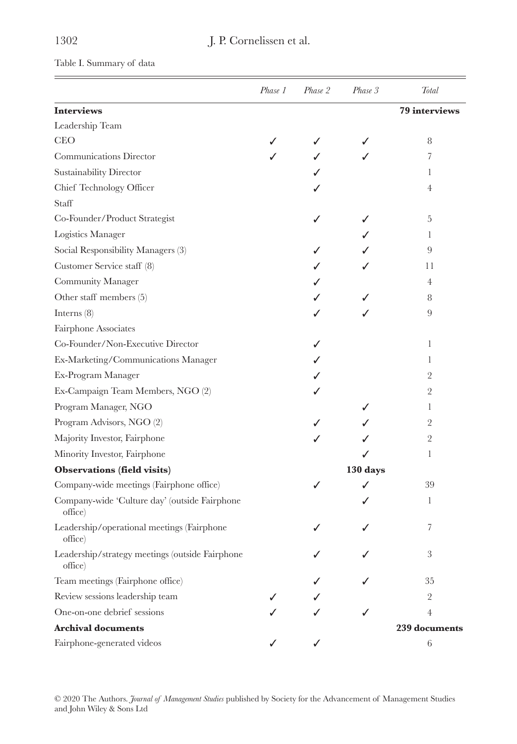Table I. Summary of data

| | *Phase 1* | *Phase 2* | *Phase 3* | *Total* |
|---|---|---|---|---|
| **Interviews** | | | | **79 interviews** |
| Leadership Team | | | | |
| CEO | ✓ | ✓ | ✓ | 8 |
| Communications Director | ✓ | ✓ | ✓ | 7 |
| Sustainability Director | | ✓ | | 1 |
| Chief Technology Officer | | ✓ | | 4 |
| Staff | | | | |
| Co-Founder/Product Strategist | | ✓ | ✓ | 5 |
| Logistics Manager | | | ✓ | 1 |
| Social Responsibility Managers (3) | | ✓ | ✓ | 9 |
| Customer Service staff (8) | | ✓ | ✓ | 11 |
| Community Manager | | ✓ | | 4 |
| Other staff members (5) | | ✓ | ✓ | 8 |
| Interns (8) | | ✓ | ✓ | 9 |
| Fairphone Associates | | | | |
| Co-Founder/Non-Executive Director | | ✓ | | 1 |
| Ex-Marketing/Communications Manager | | ✓ | | 1 |
| Ex-Program Manager | | ✓ | | 2 |
| Ex-Campaign Team Members, NGO (2) | | ✓ | | 2 |
| Program Manager, NGO | | | ✓ | 1 |
| Program Advisors, NGO (2) | | ✓ | ✓ | 2 |
| Majority Investor, Fairphone | | ✓ | ✓ | 2 |
| Minority Investor, Fairphone | | | ✓ | 1 |
| **Observations (field visits)** | | | **130 days** | |
| Company-wide meetings (Fairphone office) | | ✓ | ✓ | 39 |
| Company-wide 'Culture day' (outside Fairphone office) | | | ✓ | 1 |
| Leadership/operational meetings (Fairphone office) | | ✓ | ✓ | 7 |
| Leadership/strategy meetings (outside Fairphone office) | | ✓ | ✓ | 3 |
| Team meetings (Fairphone office) | | ✓ | ✓ | 35 |
| Review sessions leadership team | ✓ | ✓ | | 2 |
| One-on-one debrief sessions | ✓ | ✓ | ✓ | 4 |
| **Archival documents** | | | | **239 documents** |
| Fairphone-generated videos | ✓ | ✓ | | 6 |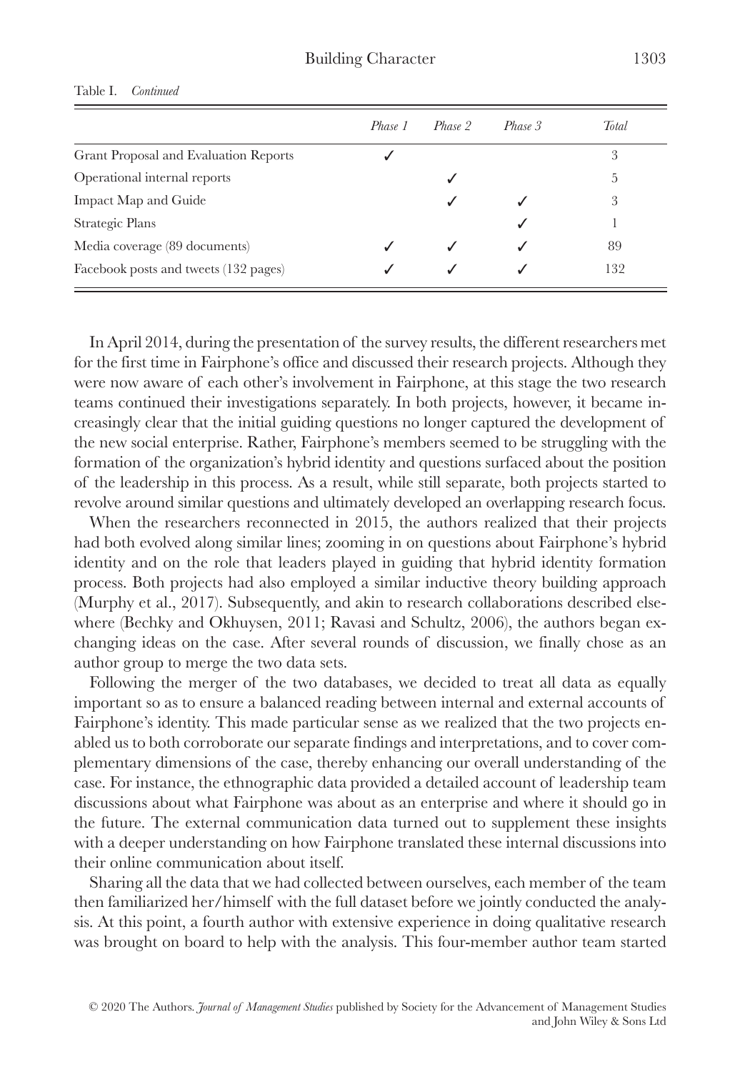Table I. *Continued*

| | *Phase 1* | *Phase 2* | *Phase 3* | *Total* |
|---|---|---|---|---|
| Grant Proposal and Evaluation Reports | ✓ | | | 3 |
| Operational internal reports | | ✓ | | 5 |
| Impact Map and Guide | | ✓ | ✓ | 3 |
| Strategic Plans | | | ✓ | 1 |
| Media coverage (89 documents) | ✓ | ✓ | ✓ | 89 |
| Facebook posts and tweets (132 pages) | ✓ | ✓ | ✓ | 132 |

In April 2014, during the presentation of the survey results, the different researchers met for the first time in Fairphone's office and discussed their research projects. Although they were now aware of each other's involvement in Fairphone, at this stage the two research teams continued their investigations separately. In both projects, however, it became increasingly clear that the initial guiding questions no longer captured the development of the new social enterprise. Rather, Fairphone's members seemed to be struggling with the formation of the organization's hybrid identity and questions surfaced about the position of the leadership in this process. As a result, while still separate, both projects started to revolve around similar questions and ultimately developed an overlapping research focus.

When the researchers reconnected in 2015, the authors realized that their projects had both evolved along similar lines; zooming in on questions about Fairphone's hybrid identity and on the role that leaders played in guiding that hybrid identity formation process. Both projects had also employed a similar inductive theory building approach (Murphy et al., 2017). Subsequently, and akin to research collaborations described elsewhere (Bechky and Okhuysen, 2011; Ravasi and Schultz, 2006), the authors began exchanging ideas on the case. After several rounds of discussion, we finally chose as an author group to merge the two data sets.

Following the merger of the two databases, we decided to treat all data as equally important so as to ensure a balanced reading between internal and external accounts of Fairphone's identity. This made particular sense as we realized that the two projects enabled us to both corroborate our separate findings and interpretations, and to cover complementary dimensions of the case, thereby enhancing our overall understanding of the case. For instance, the ethnographic data provided a detailed account of leadership team discussions about what Fairphone was about as an enterprise and where it should go in the future. The external communication data turned out to supplement these insights with a deeper understanding on how Fairphone translated these internal discussions into their online communication about itself.

Sharing all the data that we had collected between ourselves, each member of the team then familiarized her/himself with the full dataset before we jointly conducted the analysis. At this point, a fourth author with extensive experience in doing qualitative research was brought on board to help with the analysis. This four-member author team started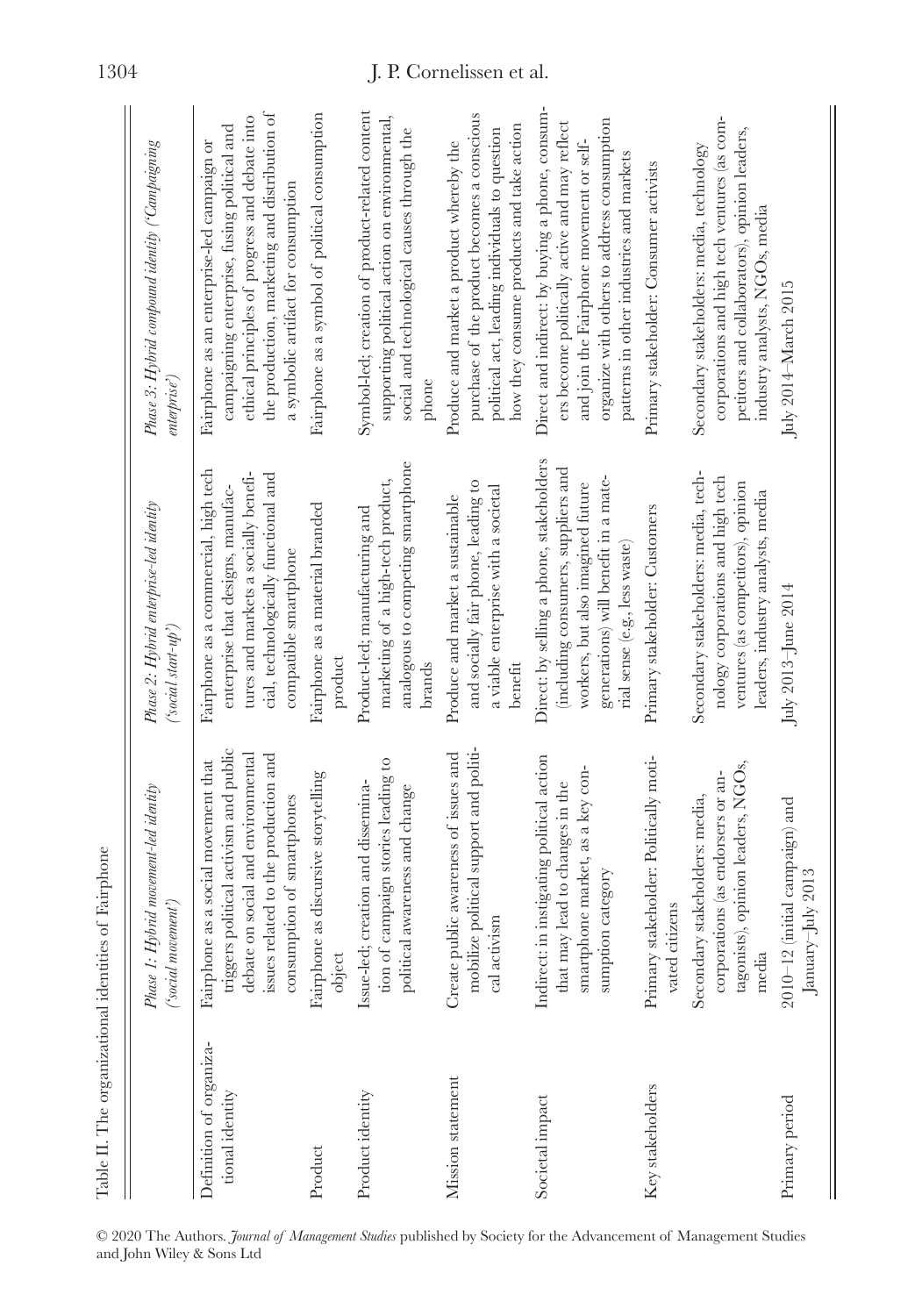Table II. The organizational identities of Fairphone

| | *Phase 1: Hybrid movement-led identity ('social movement')* | *Phase 2: Hybrid enterprise-led identity ('social start-up')* | *Phase 3: Hybrid compound identity ('Campaigning enterprise')* |
|---|---|---|---|
| Definition of organizational identity | Fairphone as a social movement that triggers political activism and public debate on social and environmental issues related to the production and consumption of smartphones | Fairphone as a commercial, high tech enterprise that designs, manufactures and markets a socially beneficial, technologically functional and compatible smartphone | Fairphone as an enterprise-led campaign or campaigning enterprise, fusing political and ethical principles of progress and debate into the production, marketing and distribution of a symbolic artifact for consumption |
| Product | Fairphone as discursive storytelling object | Fairphone as a material branded product | Fairphone as a symbol of political consumption |
| Product identity | Issue-led; creation and dissemination of campaign stories leading to political awareness and change | Product-led; manufacturing and marketing of a high-tech product, analogous to competing smartphone brands | Symbol-led; creation of product-related content supporting political action on environmental, social and technological causes through the phone |
| Mission statement | Create public awareness of issues and mobilize political support and political activism | Produce and market a sustainable and socially fair phone, leading to a viable enterprise with a societal benefit | Produce and market a product whereby the purchase of the product becomes a conscious political act, leading individuals to question how they consume products and take action |
| Societal impact | Indirect: in instigating political action that may lead to changes in the smartphone market, as a key consumption category | Direct: by selling a phone, stakeholders (including consumers, suppliers and workers, but also imagined future generations) will benefit in a material sense (e.g., less waste) | Direct and indirect: by buying a phone, consumers become politically active and may reflect and join the Fairphone movement or self-organize with others to address consumption patterns in other industries and markets |
| Key stakeholders | Primary stakeholder: Politically motivated citizens | Primary stakeholder: Customers | Primary stakeholder: Consumer activists |
| | Secondary stakeholders: media, corporations (as endorsers or antagonists), opinion leaders, NGOs, media | Secondary stakeholders: media, technology corporations and high tech ventures (as competitors), opinion leaders, industry analysts, media | Secondary stakeholders: media, technology corporations and high tech ventures (as competitors and collaborators), opinion leaders, industry analysts, NGOs, media |
| Primary period | 2010–12 (initial campaign) and January–July 2013 | July 2013–June 2014 | July 2014–March 2015 |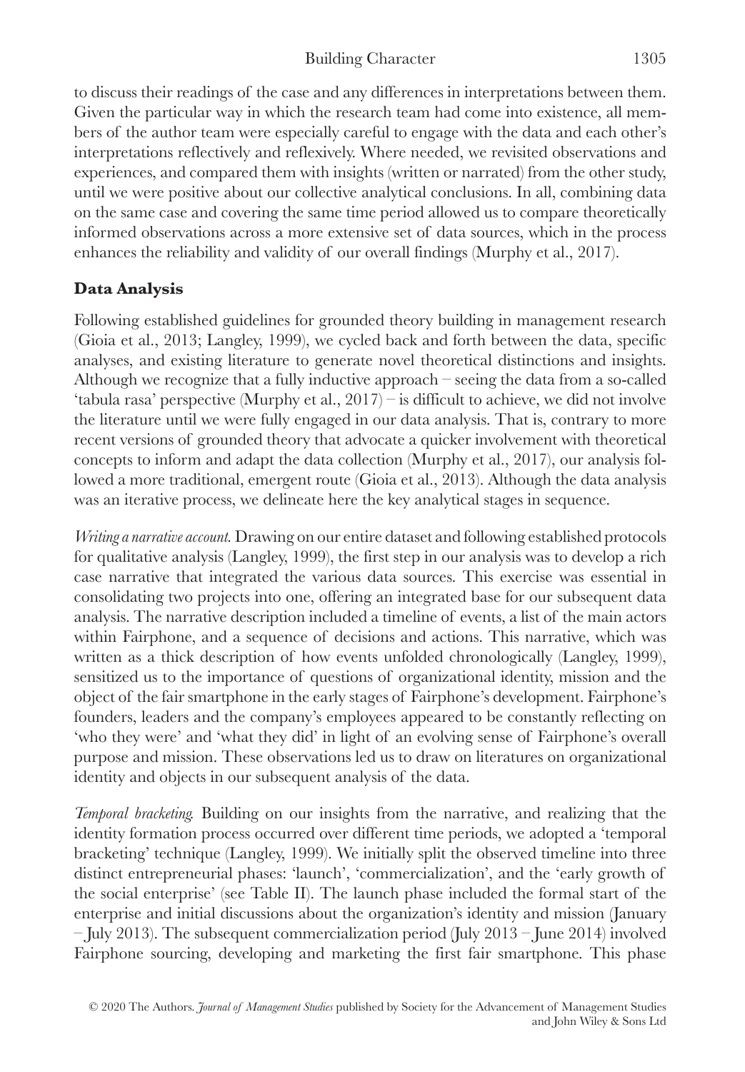to discuss their readings of the case and any differences in interpretations between them. Given the particular way in which the research team had come into existence, all members of the author team were especially careful to engage with the data and each other's interpretations reflectively and reflexively. Where needed, we revisited observations and experiences, and compared them with insights (written or narrated) from the other study, until we were positive about our collective analytical conclusions. In all, combining data on the same case and covering the same time period allowed us to compare theoretically informed observations across a more extensive set of data sources, which in the process enhances the reliability and validity of our overall findings (Murphy et al., 2017).

## Data Analysis

Following established guidelines for grounded theory building in management research (Gioia et al., 2013; Langley, 1999), we cycled back and forth between the data, specific analyses, and existing literature to generate novel theoretical distinctions and insights. Although we recognize that a fully inductive approach – seeing the data from a so-called 'tabula rasa' perspective (Murphy et al., 2017) – is difficult to achieve, we did not involve the literature until we were fully engaged in our data analysis. That is, contrary to more recent versions of grounded theory that advocate a quicker involvement with theoretical concepts to inform and adapt the data collection (Murphy et al., 2017), our analysis followed a more traditional, emergent route (Gioia et al., 2013). Although the data analysis was an iterative process, we delineate here the key analytical stages in sequence.

*Writing a narrative account.* Drawing on our entire dataset and following established protocols for qualitative analysis (Langley, 1999), the first step in our analysis was to develop a rich case narrative that integrated the various data sources. This exercise was essential in consolidating two projects into one, offering an integrated base for our subsequent data analysis. The narrative description included a timeline of events, a list of the main actors within Fairphone, and a sequence of decisions and actions. This narrative, which was written as a thick description of how events unfolded chronologically (Langley, 1999), sensitized us to the importance of questions of organizational identity, mission and the object of the fair smartphone in the early stages of Fairphone's development. Fairphone's founders, leaders and the company's employees appeared to be constantly reflecting on 'who they were' and 'what they did' in light of an evolving sense of Fairphone's overall purpose and mission. These observations led us to draw on literatures on organizational identity and objects in our subsequent analysis of the data.

*Temporal bracketing.* Building on our insights from the narrative, and realizing that the identity formation process occurred over different time periods, we adopted a 'temporal bracketing' technique (Langley, 1999). We initially split the observed timeline into three distinct entrepreneurial phases: 'launch', 'commercialization', and the 'early growth of the social enterprise' (see Table II). The launch phase included the formal start of the enterprise and initial discussions about the organization's identity and mission (January – July 2013). The subsequent commercialization period (July 2013 – June 2014) involved Fairphone sourcing, developing and marketing the first fair smartphone. This phase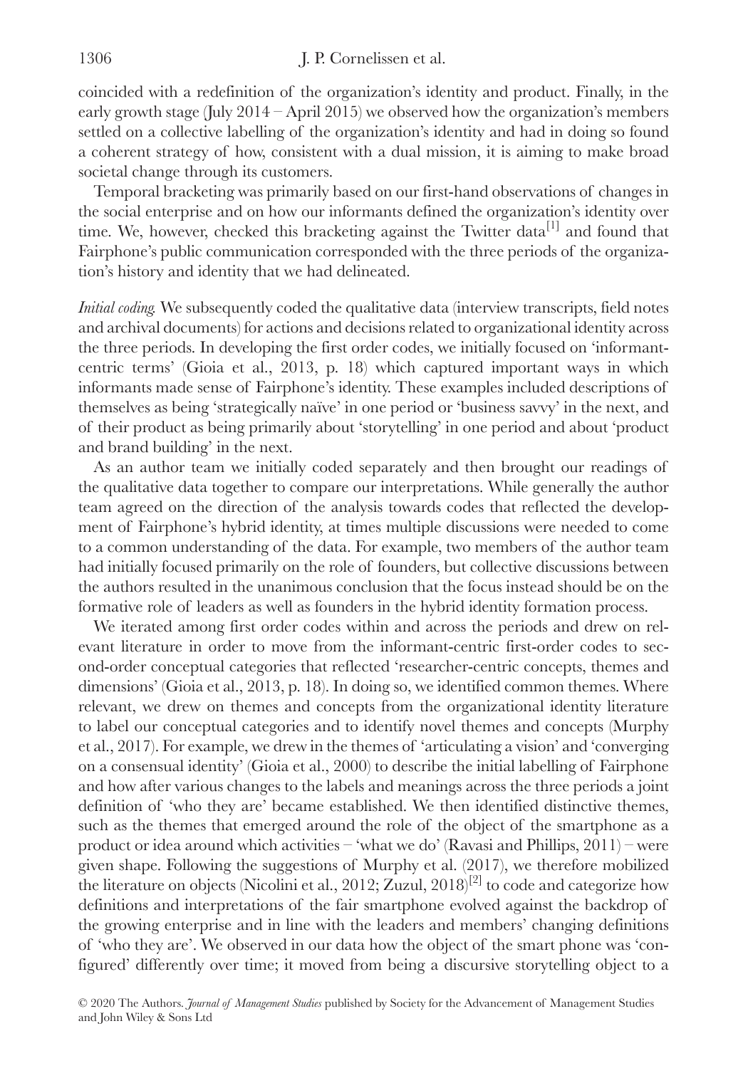coincided with a redefinition of the organization's identity and product. Finally, in the early growth stage (July 2014 – April 2015) we observed how the organization's members settled on a collective labelling of the organization's identity and had in doing so found a coherent strategy of how, consistent with a dual mission, it is aiming to make broad societal change through its customers.

Temporal bracketing was primarily based on our first-hand observations of changes in the social enterprise and on how our informants defined the organization's identity over time. We, however, checked this bracketing against the Twitter data[1] and found that Fairphone's public communication corresponded with the three periods of the organization's history and identity that we had delineated.

*Initial coding.* We subsequently coded the qualitative data (interview transcripts, field notes and archival documents) for actions and decisions related to organizational identity across the three periods. In developing the first order codes, we initially focused on 'informant-centric terms' (Gioia et al., 2013, p. 18) which captured important ways in which informants made sense of Fairphone's identity. These examples included descriptions of themselves as being 'strategically naïve' in one period or 'business savvy' in the next, and of their product as being primarily about 'storytelling' in one period and about 'product and brand building' in the next.

As an author team we initially coded separately and then brought our readings of the qualitative data together to compare our interpretations. While generally the author team agreed on the direction of the analysis towards codes that reflected the development of Fairphone's hybrid identity, at times multiple discussions were needed to come to a common understanding of the data. For example, two members of the author team had initially focused primarily on the role of founders, but collective discussions between the authors resulted in the unanimous conclusion that the focus instead should be on the formative role of leaders as well as founders in the hybrid identity formation process.

We iterated among first order codes within and across the periods and drew on relevant literature in order to move from the informant-centric first-order codes to second-order conceptual categories that reflected 'researcher-centric concepts, themes and dimensions' (Gioia et al., 2013, p. 18). In doing so, we identified common themes. Where relevant, we drew on themes and concepts from the organizational identity literature to label our conceptual categories and to identify novel themes and concepts (Murphy et al., 2017). For example, we drew in the themes of 'articulating a vision' and 'converging on a consensual identity' (Gioia et al., 2000) to describe the initial labelling of Fairphone and how after various changes to the labels and meanings across the three periods a joint definition of 'who they are' became established. We then identified distinctive themes, such as the themes that emerged around the role of the object of the smartphone as a product or idea around which activities – 'what we do' (Ravasi and Phillips, 2011) – were given shape. Following the suggestions of Murphy et al. (2017), we therefore mobilized the literature on objects (Nicolini et al., 2012; Zuzul, 2018)[2] to code and categorize how definitions and interpretations of the fair smartphone evolved against the backdrop of the growing enterprise and in line with the leaders and members' changing definitions of 'who they are'. We observed in our data how the object of the smart phone was 'configured' differently over time; it moved from being a discursive storytelling object to a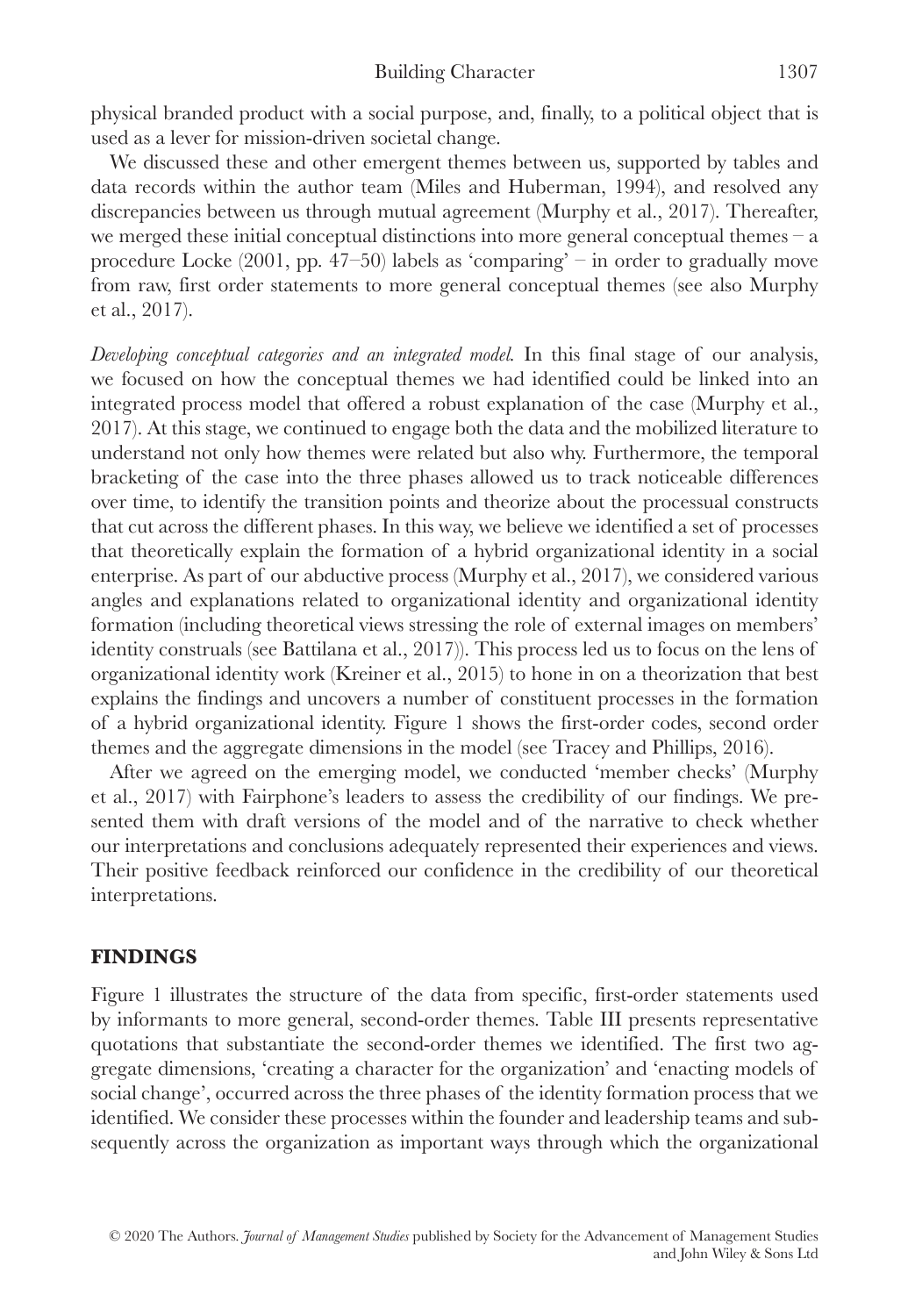physical branded product with a social purpose, and, finally, to a political object that is used as a lever for mission-driven societal change.

We discussed these and other emergent themes between us, supported by tables and data records within the author team (Miles and Huberman, 1994), and resolved any discrepancies between us through mutual agreement (Murphy et al., 2017). Thereafter, we merged these initial conceptual distinctions into more general conceptual themes – a procedure Locke (2001, pp. 47–50) labels as 'comparing' – in order to gradually move from raw, first order statements to more general conceptual themes (see also Murphy et al., 2017).

*Developing conceptual categories and an integrated model.* In this final stage of our analysis, we focused on how the conceptual themes we had identified could be linked into an integrated process model that offered a robust explanation of the case (Murphy et al., 2017). At this stage, we continued to engage both the data and the mobilized literature to understand not only how themes were related but also why. Furthermore, the temporal bracketing of the case into the three phases allowed us to track noticeable differences over time, to identify the transition points and theorize about the processual constructs that cut across the different phases. In this way, we believe we identified a set of processes that theoretically explain the formation of a hybrid organizational identity in a social enterprise. As part of our abductive process (Murphy et al., 2017), we considered various angles and explanations related to organizational identity and organizational identity formation (including theoretical views stressing the role of external images on members' identity construals (see Battilana et al., 2017)). This process led us to focus on the lens of organizational identity work (Kreiner et al., 2015) to hone in on a theorization that best explains the findings and uncovers a number of constituent processes in the formation of a hybrid organizational identity. Figure 1 shows the first-order codes, second order themes and the aggregate dimensions in the model (see Tracey and Phillips, 2016).

After we agreed on the emerging model, we conducted 'member checks' (Murphy et al., 2017) with Fairphone's leaders to assess the credibility of our findings. We presented them with draft versions of the model and of the narrative to check whether our interpretations and conclusions adequately represented their experiences and views. Their positive feedback reinforced our confidence in the credibility of our theoretical interpretations.

## FINDINGS

Figure 1 illustrates the structure of the data from specific, first-order statements used by informants to more general, second-order themes. Table III presents representative quotations that substantiate the second-order themes we identified. The first two aggregate dimensions, 'creating a character for the organization' and 'enacting models of social change', occurred across the three phases of the identity formation process that we identified. We consider these processes within the founder and leadership teams and subsequently across the organization as important ways through which the organizational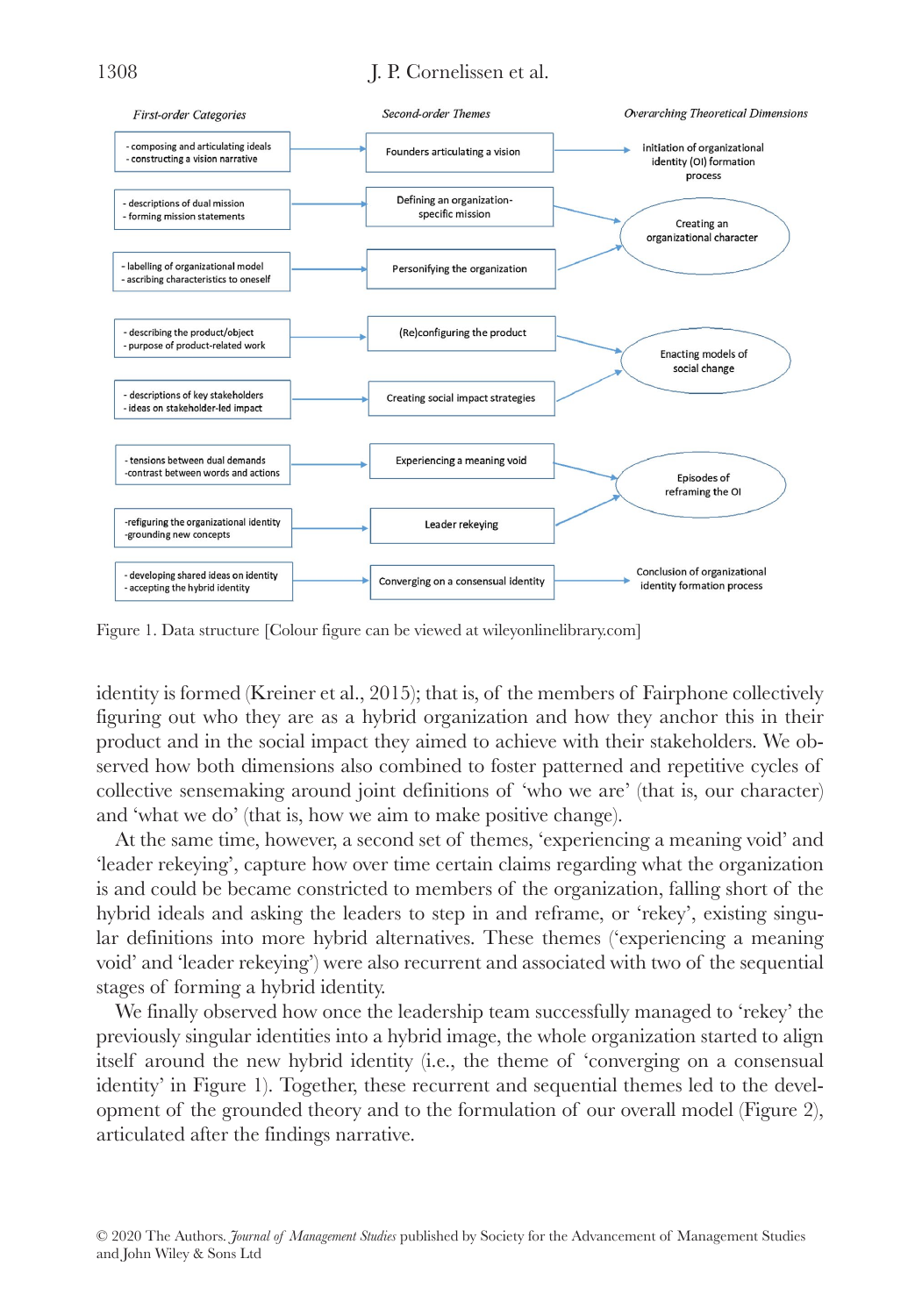| First-order Categories | Second-order Themes | Overarching Theoretical Dimensions |
|---|---|---|
| - composing and articulating ideals<br>- constructing a vision narrative | Founders articulating a vision | Initiation of organizational identity (OI) formation process |
| - descriptions of dual mission<br>- forming mission statements | Defining an organization-specific mission | Creating an organizational character |
| - labelling of organizational model<br>- ascribing characteristics to oneself | Personifying the organization | Creating an organizational character |
| - describing the product/object<br>- purpose of product-related work | (Re)configuring the product | Enacting models of social change |
| - descriptions of key stakeholders<br>- ideas on stakeholder-led impact | Creating social impact strategies | Enacting models of social change |
| - tensions between dual demands<br>-contrast between words and actions | Experiencing a meaning void | Episodes of reframing the OI |
| -refiguring the organizational identity<br>-grounding new concepts | Leader rekeying | Episodes of reframing the OI |
| - developing shared ideas on identity<br>- accepting the hybrid identity | Converging on a consensual identity | Conclusion of organizational identity formation process |

Figure 1. Data structure [Colour figure can be viewed at wileyonlinelibrary.com]

identity is formed (Kreiner et al., 2015); that is, of the members of Fairphone collectively figuring out who they are as a hybrid organization and how they anchor this in their product and in the social impact they aimed to achieve with their stakeholders. We observed how both dimensions also combined to foster patterned and repetitive cycles of collective sensemaking around joint definitions of 'who we are' (that is, our character) and 'what we do' (that is, how we aim to make positive change).

At the same time, however, a second set of themes, 'experiencing a meaning void' and 'leader rekeying', capture how over time certain claims regarding what the organization is and could be became constricted to members of the organization, falling short of the hybrid ideals and asking the leaders to step in and reframe, or 'rekey', existing singular definitions into more hybrid alternatives. These themes ('experiencing a meaning void' and 'leader rekeying') were also recurrent and associated with two of the sequential stages of forming a hybrid identity.

We finally observed how once the leadership team successfully managed to 'rekey' the previously singular identities into a hybrid image, the whole organization started to align itself around the new hybrid identity (i.e., the theme of 'converging on a consensual identity' in Figure 1). Together, these recurrent and sequential themes led to the development of the grounded theory and to the formulation of our overall model (Figure 2), articulated after the findings narrative.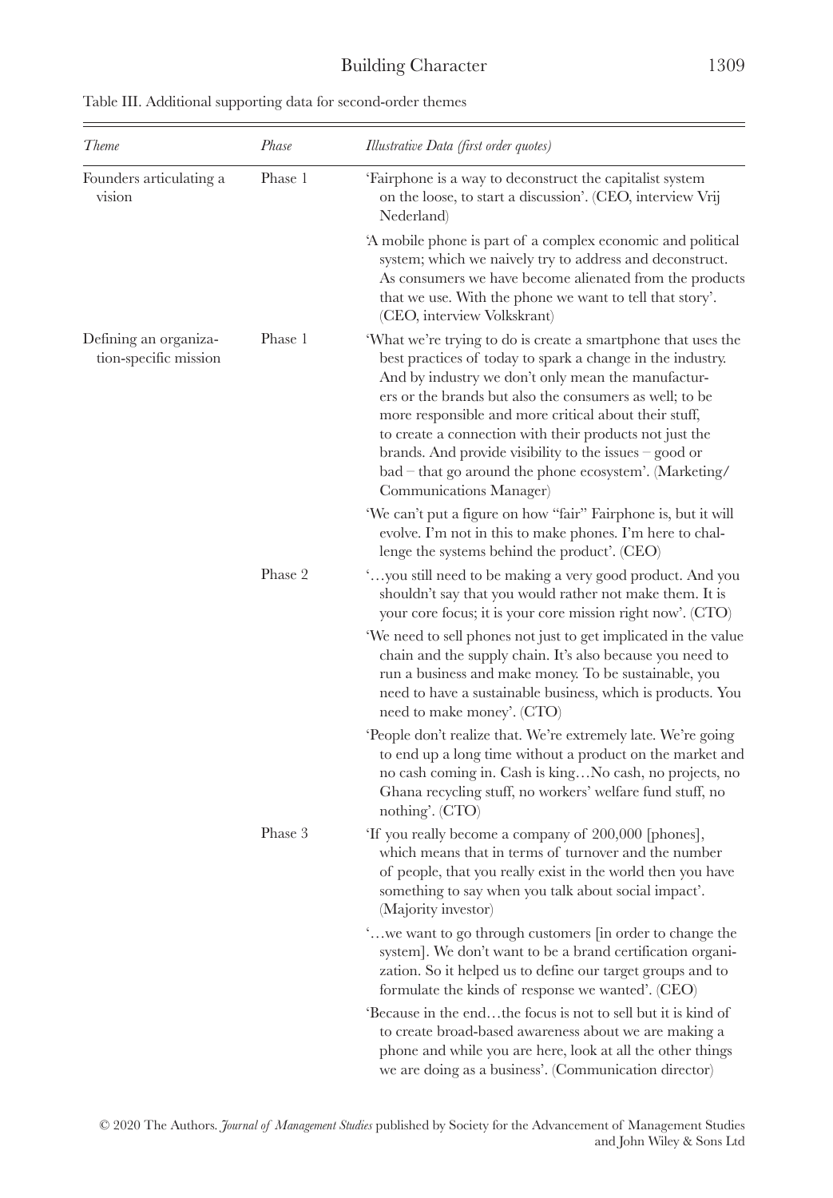Table III. Additional supporting data for second-order themes

| *Theme* | *Phase* | *Illustrative Data (first order quotes)* |
|---|---|---|
| Founders articulating a vision | Phase 1 | 'Fairphone is a way to deconstruct the capitalist system on the loose, to start a discussion'. (CEO, interview Vrij Nederland) |
| | | 'A mobile phone is part of a complex economic and political system; which we naively try to address and deconstruct. As consumers we have become alienated from the products that we use. With the phone we want to tell that story'. (CEO, interview Volkskrant) |
| Defining an organization-specific mission | Phase 1 | 'What we're trying to do is create a smartphone that uses the best practices of today to spark a change in the industry. And by industry we don't only mean the manufacturers or the brands but also the consumers as well; to be more responsible and more critical about their stuff, to create a connection with their products not just the brands. And provide visibility to the issues – good or bad – that go around the phone ecosystem'. (Marketing/Communications Manager) |
| | | 'We can't put a figure on how "fair" Fairphone is, but it will evolve. I'm not in this to make phones. I'm here to challenge the systems behind the product'. (CEO) |
| | Phase 2 | '…you still need to be making a very good product. And you shouldn't say that you would rather not make them. It is your core focus; it is your core mission right now'. (CTO) |
| | | 'We need to sell phones not just to get implicated in the value chain and the supply chain. It's also because you need to run a business and make money. To be sustainable, you need to have a sustainable business, which is products. You need to make money'. (CTO) |
| | | 'People don't realize that. We're extremely late. We're going to end up a long time without a product on the market and no cash coming in. Cash is king…No cash, no projects, no Ghana recycling stuff, no workers' welfare fund stuff, no nothing'. (CTO) |
| | Phase 3 | 'If you really become a company of 200,000 [phones], which means that in terms of turnover and the number of people, that you really exist in the world then you have something to say when you talk about social impact'. (Majority investor) |
| | | '…we want to go through customers [in order to change the system]. We don't want to be a brand certification organization. So it helped us to define our target groups and to formulate the kinds of response we wanted'. (CEO) |
| | | 'Because in the end…the focus is not to sell but it is kind of to create broad-based awareness about we are making a phone and while you are here, look at all the other things we are doing as a business'. (Communication director) |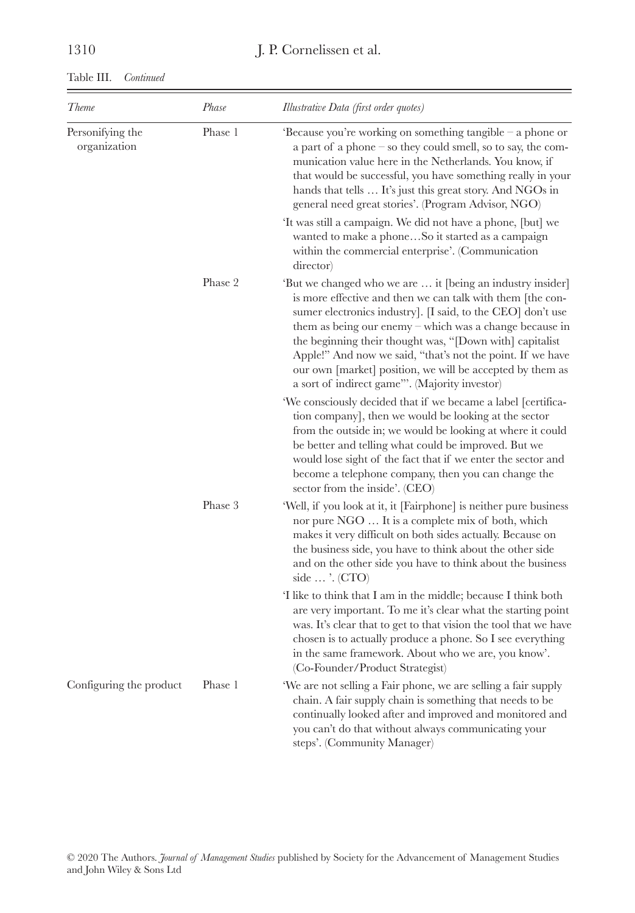Table III. *Continued*

| *Theme* | *Phase* | *Illustrative Data (first order quotes)* |
|---|---|---|
| Personifying the organization | Phase 1 | 'Because you're working on something tangible – a phone or a part of a phone – so they could smell, so to say, the communication value here in the Netherlands. You know, if that would be successful, you have something really in your hands that tells … It's just this great story. And NGOs in general need great stories'. (Program Advisor, NGO) |
| | | 'It was still a campaign. We did not have a phone, [but] we wanted to make a phone…So it started as a campaign within the commercial enterprise'. (Communication director) |
| | Phase 2 | 'But we changed who we are … it [being an industry insider] is more effective and then we can talk with them [the consumer electronics industry]. [I said, to the CEO] don't use them as being our enemy – which was a change because in the beginning their thought was, "[Down with] capitalist Apple!" And now we said, "that's not the point. If we have our own [market] position, we will be accepted by them as a sort of indirect game"'. (Majority investor) |
| | | 'We consciously decided that if we became a label [certification company], then we would be looking at the sector from the outside in; we would be looking at where it could be better and telling what could be improved. But we would lose sight of the fact that if we enter the sector and become a telephone company, then you can change the sector from the inside'. (CEO) |
| | Phase 3 | 'Well, if you look at it, it [Fairphone] is neither pure business nor pure NGO … It is a complete mix of both, which makes it very difficult on both sides actually. Because on the business side, you have to think about the other side and on the other side you have to think about the business side … '. (CTO) |
| | | 'I like to think that I am in the middle; because I think both are very important. To me it's clear what the starting point was. It's clear that to get to that vision the tool that we have chosen is to actually produce a phone. So I see everything in the same framework. About who we are, you know'. (Co-Founder/Product Strategist) |
| Configuring the product | Phase 1 | 'We are not selling a Fair phone, we are selling a fair supply chain. A fair supply chain is something that needs to be continually looked after and improved and monitored and you can't do that without always communicating your steps'. (Community Manager) |

© 2020 The Authors. *Journal of Management Studies* published by Society for the Advancement of Management Studies and John Wiley & Sons Ltd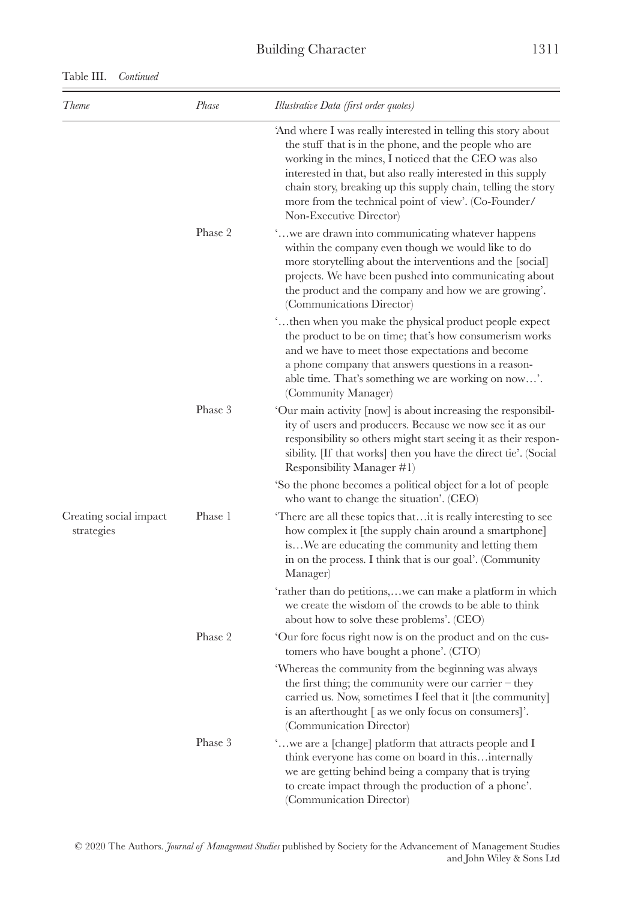Table III. *Continued*

| *Theme* | *Phase* | *Illustrative Data (first order quotes)* |
|---|---|---|
| | | 'And where I was really interested in telling this story about the stuff that is in the phone, and the people who are working in the mines, I noticed that the CEO was also interested in that, but also really interested in this supply chain story, breaking up this supply chain, telling the story more from the technical point of view'. (Co-Founder/Non-Executive Director) |
| | Phase 2 | '…we are drawn into communicating whatever happens within the company even though we would like to do more storytelling about the interventions and the [social] projects. We have been pushed into communicating about the product and the company and how we are growing'. (Communications Director) |
| | | '…then when you make the physical product people expect the product to be on time; that's how consumerism works and we have to meet those expectations and become a phone company that answers questions in a reasonable time. That's something we are working on now…'. (Community Manager) |
| | Phase 3 | 'Our main activity [now] is about increasing the responsibility of users and producers. Because we now see it as our responsibility so others might start seeing it as their responsibility. [If that works] then you have the direct tie'. (Social Responsibility Manager #1) |
| | | 'So the phone becomes a political object for a lot of people who want to change the situation'. (CEO) |
| Creating social impact strategies | Phase 1 | 'There are all these topics that…it is really interesting to see how complex it [the supply chain around a smartphone] is…We are educating the community and letting them in on the process. I think that is our goal'. (Community Manager) |
| | | 'rather than do petitions,…we can make a platform in which we create the wisdom of the crowds to be able to think about how to solve these problems'. (CEO) |
| | Phase 2 | 'Our fore focus right now is on the product and on the customers who have bought a phone'. (CTO) |
| | | 'Whereas the community from the beginning was always the first thing; the community were our carrier – they carried us. Now, sometimes I feel that it [the community] is an afterthought [ as we only focus on consumers]'. (Communication Director) |
| | Phase 3 | '…we are a [change] platform that attracts people and I think everyone has come on board in this…internally we are getting behind being a company that is trying to create impact through the production of a phone'. (Communication Director) |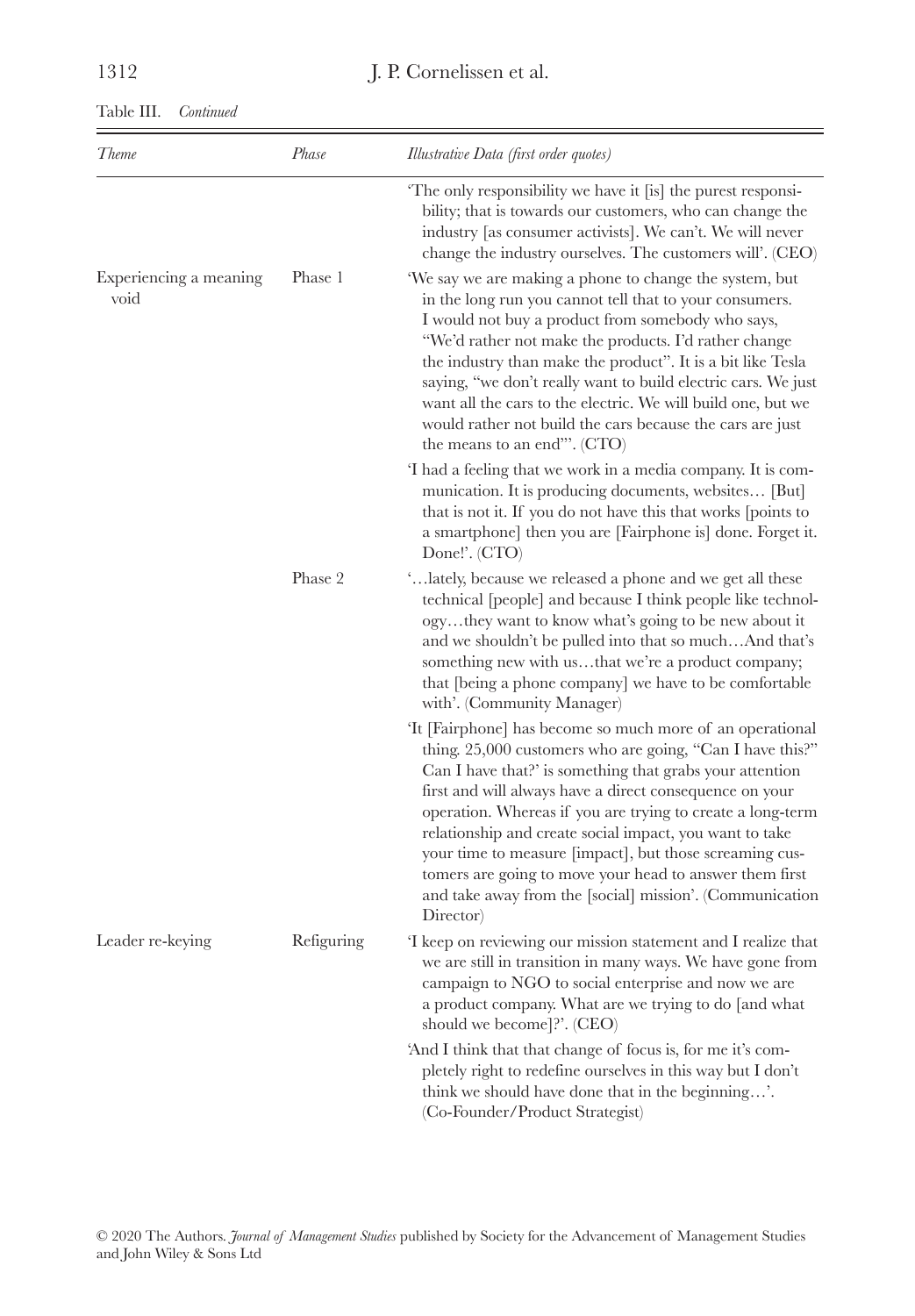Table III. *Continued*

| *Theme* | *Phase* | *Illustrative Data (first order quotes)* |
|---|---|---|
| | | 'The only responsibility we have it [is] the purest responsibility; that is towards our customers, who can change the industry [as consumer activists]. We can't. We will never change the industry ourselves. The customers will'. (CEO) |
| Experiencing a meaning void | Phase 1 | 'We say we are making a phone to change the system, but in the long run you cannot tell that to your consumers. I would not buy a product from somebody who says, "We'd rather not make the products. I'd rather change the industry than make the product". It is a bit like Tesla saying, "we don't really want to build electric cars. We just want all the cars to the electric. We will build one, but we would rather not build the cars because the cars are just the means to an end"'. (CTO) |
| | | 'I had a feeling that we work in a media company. It is communication. It is producing documents, websites… [But] that is not it. If you do not have this that works [points to a smartphone] then you are [Fairphone is] done. Forget it. Done!'. (CTO) |
| | Phase 2 | '…lately, because we released a phone and we get all these technical [people] and because I think people like technology…they want to know what's going to be new about it and we shouldn't be pulled into that so much…And that's something new with us…that we're a product company; that [being a phone company] we have to be comfortable with'. (Community Manager) |
| | | 'It [Fairphone] has become so much more of an operational thing. 25,000 customers who are going, "Can I have this?" Can I have that?' is something that grabs your attention first and will always have a direct consequence on your operation. Whereas if you are trying to create a long-term relationship and create social impact, you want to take your time to measure [impact], but those screaming customers are going to move your head to answer them first and take away from the [social] mission'. (Communication Director) |
| Leader re-keying | Refiguring | 'I keep on reviewing our mission statement and I realize that we are still in transition in many ways. We have gone from campaign to NGO to social enterprise and now we are a product company. What are we trying to do [and what should we become]?'. (CEO) |
| | | 'And I think that that change of focus is, for me it's completely right to redefine ourselves in this way but I don't think we should have done that in the beginning…'. (Co-Founder/Product Strategist) |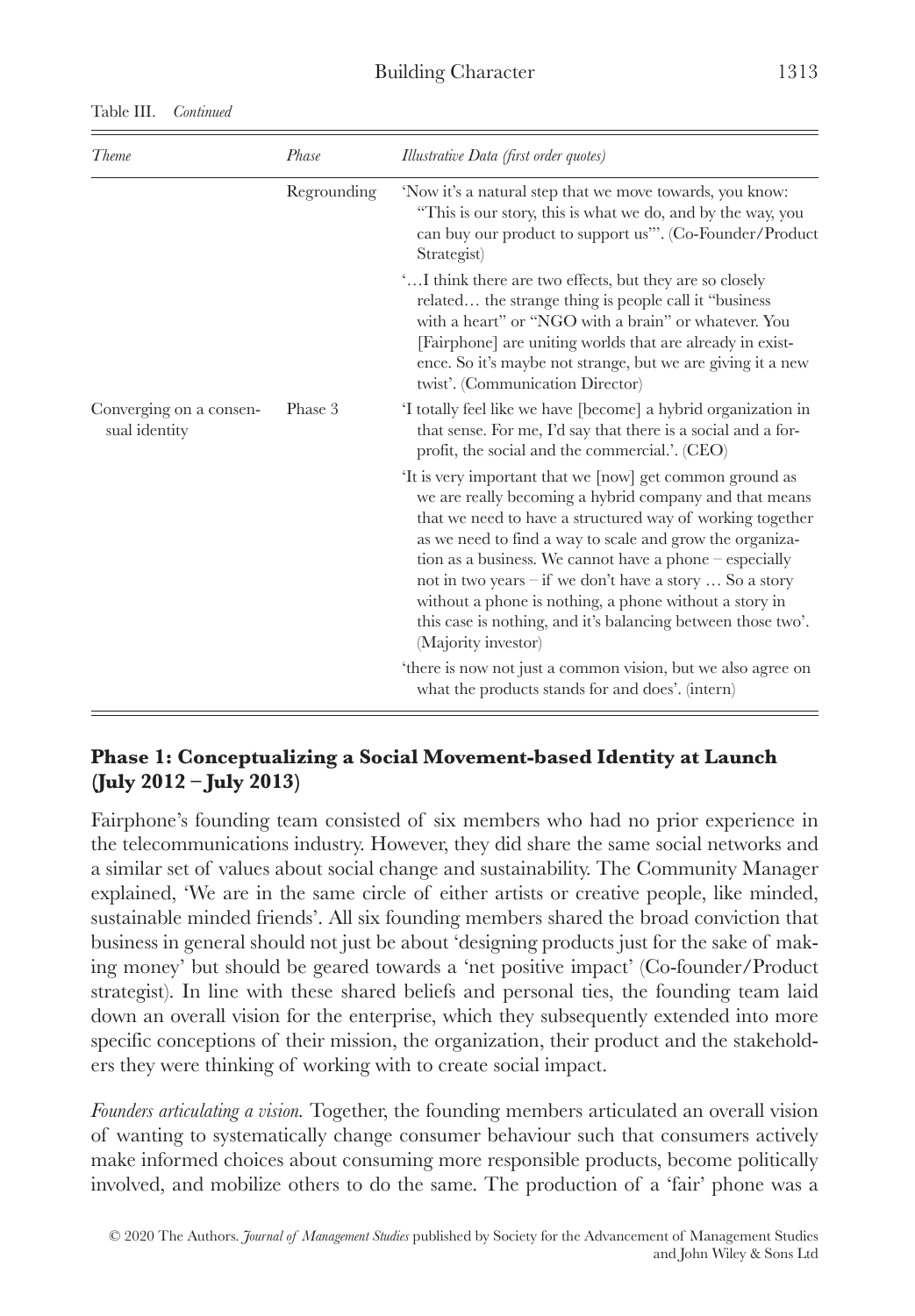Table III. *Continued*

| *Theme* | *Phase* | *Illustrative Data (first order quotes)* |
|---|---|---|
| | Regrounding | 'Now it's a natural step that we move towards, you know: "This is our story, this is what we do, and by the way, you can buy our product to support us"'. (Co-Founder/Product Strategist) |
| | | '…I think there are two effects, but they are so closely related… the strange thing is people call it "business with a heart" or "NGO with a brain" or whatever. You [Fairphone] are uniting worlds that are already in existence. So it's maybe not strange, but we are giving it a new twist'. (Communication Director) |
| Converging on a consensual identity | Phase 3 | 'I totally feel like we have [become] a hybrid organization in that sense. For me, I'd say that there is a social and a for-profit, the social and the commercial.'. (CEO) |
| | | 'It is very important that we [now] get common ground as we are really becoming a hybrid company and that means that we need to have a structured way of working together as we need to find a way to scale and grow the organization as a business. We cannot have a phone – especially not in two years – if we don't have a story … So a story without a phone is nothing, a phone without a story in this case is nothing, and it's balancing between those two'. (Majority investor) |
| | | 'there is now not just a common vision, but we also agree on what the products stands for and does'. (intern) |

## Phase 1: Conceptualizing a Social Movement-based Identity at Launch (July 2012 – July 2013)

Fairphone's founding team consisted of six members who had no prior experience in the telecommunications industry. However, they did share the same social networks and a similar set of values about social change and sustainability. The Community Manager explained, 'We are in the same circle of either artists or creative people, like minded, sustainable minded friends'. All six founding members shared the broad conviction that business in general should not just be about 'designing products just for the sake of making money' but should be geared towards a 'net positive impact' (Co-founder/Product strategist). In line with these shared beliefs and personal ties, the founding team laid down an overall vision for the enterprise, which they subsequently extended into more specific conceptions of their mission, the organization, their product and the stakeholders they were thinking of working with to create social impact.

*Founders articulating a vision.* Together, the founding members articulated an overall vision of wanting to systematically change consumer behaviour such that consumers actively make informed choices about consuming more responsible products, become politically involved, and mobilize others to do the same. The production of a 'fair' phone was a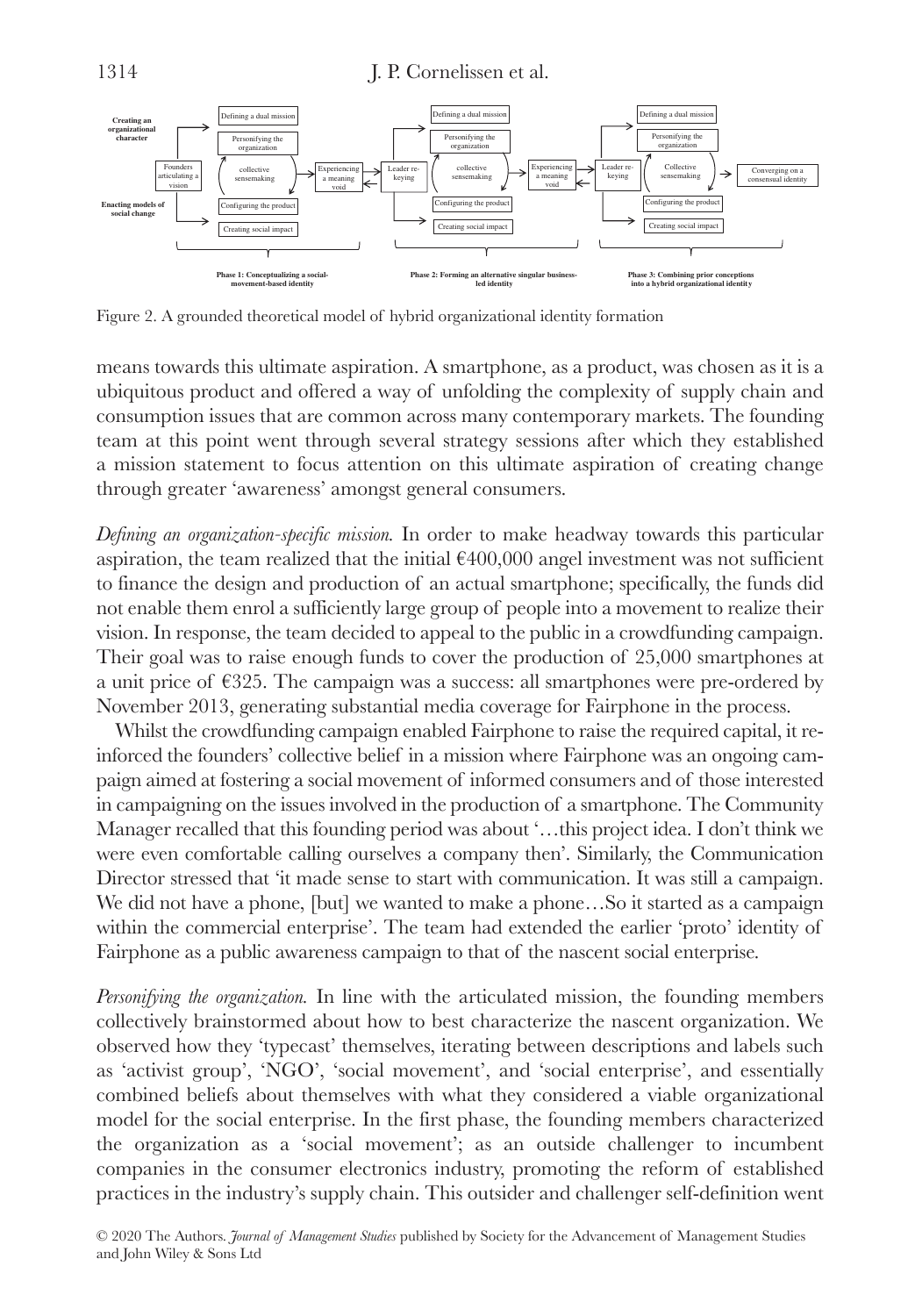Creating an organizational character

Enacting models of social change

Founders articulating a vision

Defining a dual mission

Personifying the organization

collective sensemaking

Configuring the product

Creating social impact

Experiencing a meaning void

Leader re-keying

Defining a dual mission

Personifying the organization

collective sensemaking

Configuring the product

Creating social impact

Experiencing a meaning void

Leader re-keying

Defining a dual mission

Personifying the organization

Collective sensemaking

Configuring the product

Creating social impact

Converging on a consensual identity

Phase 1: Conceptualizing a social-movement-based identity

Phase 2: Forming an alternative singular business-led identity

Phase 3: Combining prior conceptions into a hybrid organizational identity

Figure 2. A grounded theoretical model of hybrid organizational identity formation

means towards this ultimate aspiration. A smartphone, as a product, was chosen as it is a ubiquitous product and offered a way of unfolding the complexity of supply chain and consumption issues that are common across many contemporary markets. The founding team at this point went through several strategy sessions after which they established a mission statement to focus attention on this ultimate aspiration of creating change through greater 'awareness' amongst general consumers.

*Defining an organization-specific mission.* In order to make headway towards this particular aspiration, the team realized that the initial €400,000 angel investment was not sufficient to finance the design and production of an actual smartphone; specifically, the funds did not enable them enrol a sufficiently large group of people into a movement to realize their vision. In response, the team decided to appeal to the public in a crowdfunding campaign. Their goal was to raise enough funds to cover the production of 25,000 smartphones at a unit price of €325. The campaign was a success: all smartphones were pre-ordered by November 2013, generating substantial media coverage for Fairphone in the process.

Whilst the crowdfunding campaign enabled Fairphone to raise the required capital, it reinforced the founders' collective belief in a mission where Fairphone was an ongoing campaign aimed at fostering a social movement of informed consumers and of those interested in campaigning on the issues involved in the production of a smartphone. The Community Manager recalled that this founding period was about '…this project idea. I don't think we were even comfortable calling ourselves a company then'. Similarly, the Communication Director stressed that 'it made sense to start with communication. It was still a campaign. We did not have a phone, [but] we wanted to make a phone…So it started as a campaign within the commercial enterprise'. The team had extended the earlier 'proto' identity of Fairphone as a public awareness campaign to that of the nascent social enterprise.

*Personifying the organization.* In line with the articulated mission, the founding members collectively brainstormed about how to best characterize the nascent organization. We observed how they 'typecast' themselves, iterating between descriptions and labels such as 'activist group', 'NGO', 'social movement', and 'social enterprise', and essentially combined beliefs about themselves with what they considered a viable organizational model for the social enterprise. In the first phase, the founding members characterized the organization as a 'social movement'; as an outside challenger to incumbent companies in the consumer electronics industry, promoting the reform of established practices in the industry's supply chain. This outsider and challenger self-definition went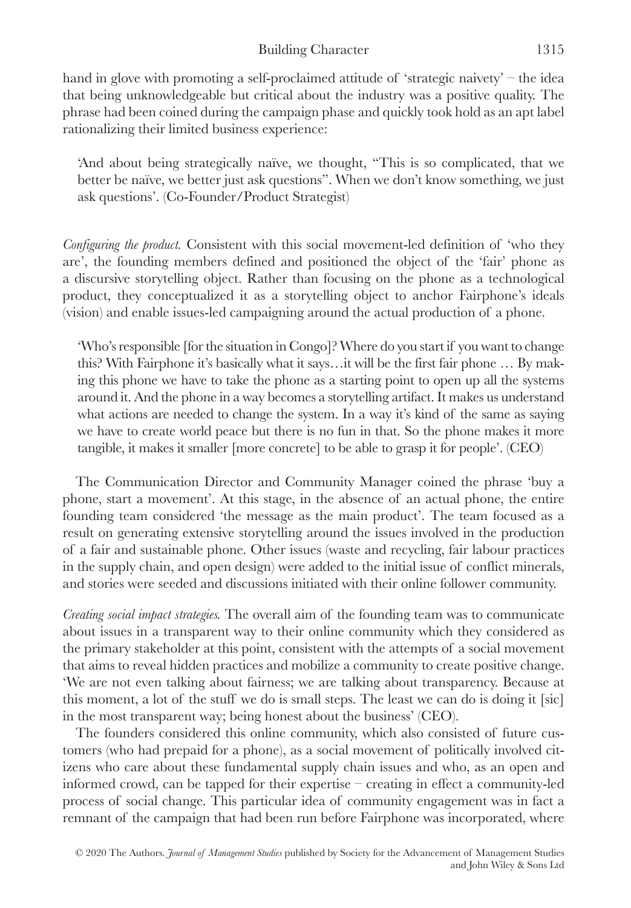hand in glove with promoting a self-proclaimed attitude of 'strategic naivety' – the idea that being unknowledgeable but critical about the industry was a positive quality. The phrase had been coined during the campaign phase and quickly took hold as an apt label rationalizing their limited business experience:

> 'And about being strategically naïve, we thought, "This is so complicated, that we better be naïve, we better just ask questions". When we don't know something, we just ask questions'. (Co-Founder/Product Strategist)

*Configuring the product.* Consistent with this social movement-led definition of 'who they are', the founding members defined and positioned the object of the 'fair' phone as a discursive storytelling object. Rather than focusing on the phone as a technological product, they conceptualized it as a storytelling object to anchor Fairphone's ideals (vision) and enable issues-led campaigning around the actual production of a phone.

> 'Who's responsible [for the situation in Congo]? Where do you start if you want to change this? With Fairphone it's basically what it says…it will be the first fair phone … By making this phone we have to take the phone as a starting point to open up all the systems around it. And the phone in a way becomes a storytelling artifact. It makes us understand what actions are needed to change the system. In a way it's kind of the same as saying we have to create world peace but there is no fun in that. So the phone makes it more tangible, it makes it smaller [more concrete] to be able to grasp it for people'. (CEO)

The Communication Director and Community Manager coined the phrase 'buy a phone, start a movement'. At this stage, in the absence of an actual phone, the entire founding team considered 'the message as the main product'. The team focused as a result on generating extensive storytelling around the issues involved in the production of a fair and sustainable phone. Other issues (waste and recycling, fair labour practices in the supply chain, and open design) were added to the initial issue of conflict minerals, and stories were seeded and discussions initiated with their online follower community.

*Creating social impact strategies.* The overall aim of the founding team was to communicate about issues in a transparent way to their online community which they considered as the primary stakeholder at this point, consistent with the attempts of a social movement that aims to reveal hidden practices and mobilize a community to create positive change. 'We are not even talking about fairness; we are talking about transparency. Because at this moment, a lot of the stuff we do is small steps. The least we can do is doing it [sic] in the most transparent way; being honest about the business' (CEO).

The founders considered this online community, which also consisted of future customers (who had prepaid for a phone), as a social movement of politically involved citizens who care about these fundamental supply chain issues and who, as an open and informed crowd, can be tapped for their expertise – creating in effect a community-led process of social change. This particular idea of community engagement was in fact a remnant of the campaign that had been run before Fairphone was incorporated, where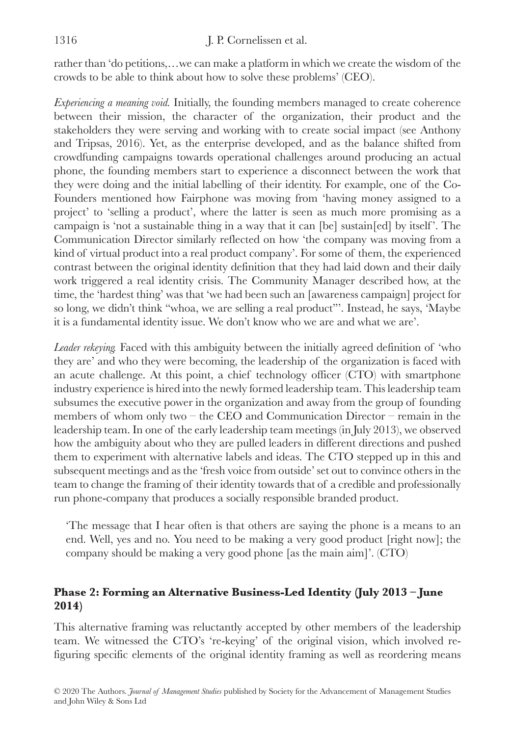rather than 'do petitions,…we can make a platform in which we create the wisdom of the crowds to be able to think about how to solve these problems' (CEO).

*Experiencing a meaning void.* Initially, the founding members managed to create coherence between their mission, the character of the organization, their product and the stakeholders they were serving and working with to create social impact (see Anthony and Tripsas, 2016). Yet, as the enterprise developed, and as the balance shifted from crowdfunding campaigns towards operational challenges around producing an actual phone, the founding members start to experience a disconnect between the work that they were doing and the initial labelling of their identity. For example, one of the Co-Founders mentioned how Fairphone was moving from 'having money assigned to a project' to 'selling a product', where the latter is seen as much more promising as a campaign is 'not a sustainable thing in a way that it can [be] sustain[ed] by itself'. The Communication Director similarly reflected on how 'the company was moving from a kind of virtual product into a real product company'. For some of them, the experienced contrast between the original identity definition that they had laid down and their daily work triggered a real identity crisis. The Community Manager described how, at the time, the 'hardest thing' was that 'we had been such an [awareness campaign] project for so long, we didn't think "whoa, we are selling a real product"'. Instead, he says, 'Maybe it is a fundamental identity issue. We don't know who we are and what we are'.

*Leader rekeying.* Faced with this ambiguity between the initially agreed definition of 'who they are' and who they were becoming, the leadership of the organization is faced with an acute challenge. At this point, a chief technology officer (CTO) with smartphone industry experience is hired into the newly formed leadership team. This leadership team subsumes the executive power in the organization and away from the group of founding members of whom only two – the CEO and Communication Director – remain in the leadership team. In one of the early leadership team meetings (in July 2013), we observed how the ambiguity about who they are pulled leaders in different directions and pushed them to experiment with alternative labels and ideas. The CTO stepped up in this and subsequent meetings and as the 'fresh voice from outside' set out to convince others in the team to change the framing of their identity towards that of a credible and professionally run phone-company that produces a socially responsible branded product.

> 'The message that I hear often is that others are saying the phone is a means to an end. Well, yes and no. You need to be making a very good product [right now]; the company should be making a very good phone [as the main aim]'. (CTO)

### Phase 2: Forming an Alternative Business-Led Identity (July 2013 – June 2014)

This alternative framing was reluctantly accepted by other members of the leadership team. We witnessed the CTO's 're-keying' of the original vision, which involved re-figuring specific elements of the original identity framing as well as reordering means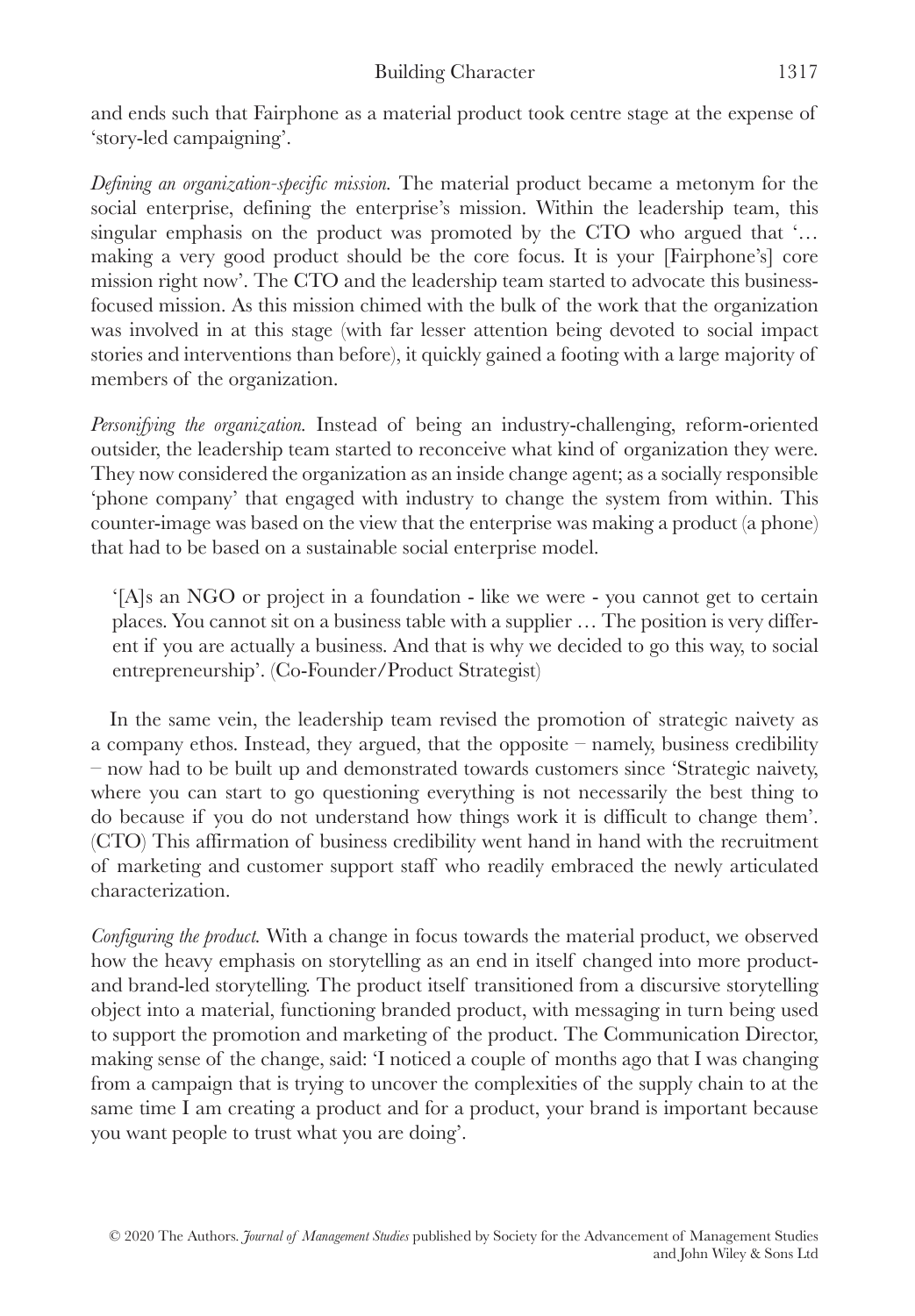and ends such that Fairphone as a material product took centre stage at the expense of 'story-led campaigning'.

*Defining an organization-specific mission.* The material product became a metonym for the social enterprise, defining the enterprise's mission. Within the leadership team, this singular emphasis on the product was promoted by the CTO who argued that '… making a very good product should be the core focus. It is your [Fairphone's] core mission right now'. The CTO and the leadership team started to advocate this business-focused mission. As this mission chimed with the bulk of the work that the organization was involved in at this stage (with far lesser attention being devoted to social impact stories and interventions than before), it quickly gained a footing with a large majority of members of the organization.

*Personifying the organization.* Instead of being an industry-challenging, reform-oriented outsider, the leadership team started to reconceive what kind of organization they were. They now considered the organization as an inside change agent; as a socially responsible 'phone company' that engaged with industry to change the system from within. This counter-image was based on the view that the enterprise was making a product (a phone) that had to be based on a sustainable social enterprise model.

> '[A]s an NGO or project in a foundation - like we were - you cannot get to certain places. You cannot sit on a business table with a supplier … The position is very different if you are actually a business. And that is why we decided to go this way, to social entrepreneurship'. (Co-Founder/Product Strategist)

In the same vein, the leadership team revised the promotion of strategic naivety as a company ethos. Instead, they argued, that the opposite – namely, business credibility – now had to be built up and demonstrated towards customers since 'Strategic naivety, where you can start to go questioning everything is not necessarily the best thing to do because if you do not understand how things work it is difficult to change them'. (CTO) This affirmation of business credibility went hand in hand with the recruitment of marketing and customer support staff who readily embraced the newly articulated characterization.

*Configuring the product.* With a change in focus towards the material product, we observed how the heavy emphasis on storytelling as an end in itself changed into more product- and brand-led storytelling. The product itself transitioned from a discursive storytelling object into a material, functioning branded product, with messaging in turn being used to support the promotion and marketing of the product. The Communication Director, making sense of the change, said: 'I noticed a couple of months ago that I was changing from a campaign that is trying to uncover the complexities of the supply chain to at the same time I am creating a product and for a product, your brand is important because you want people to trust what you are doing'.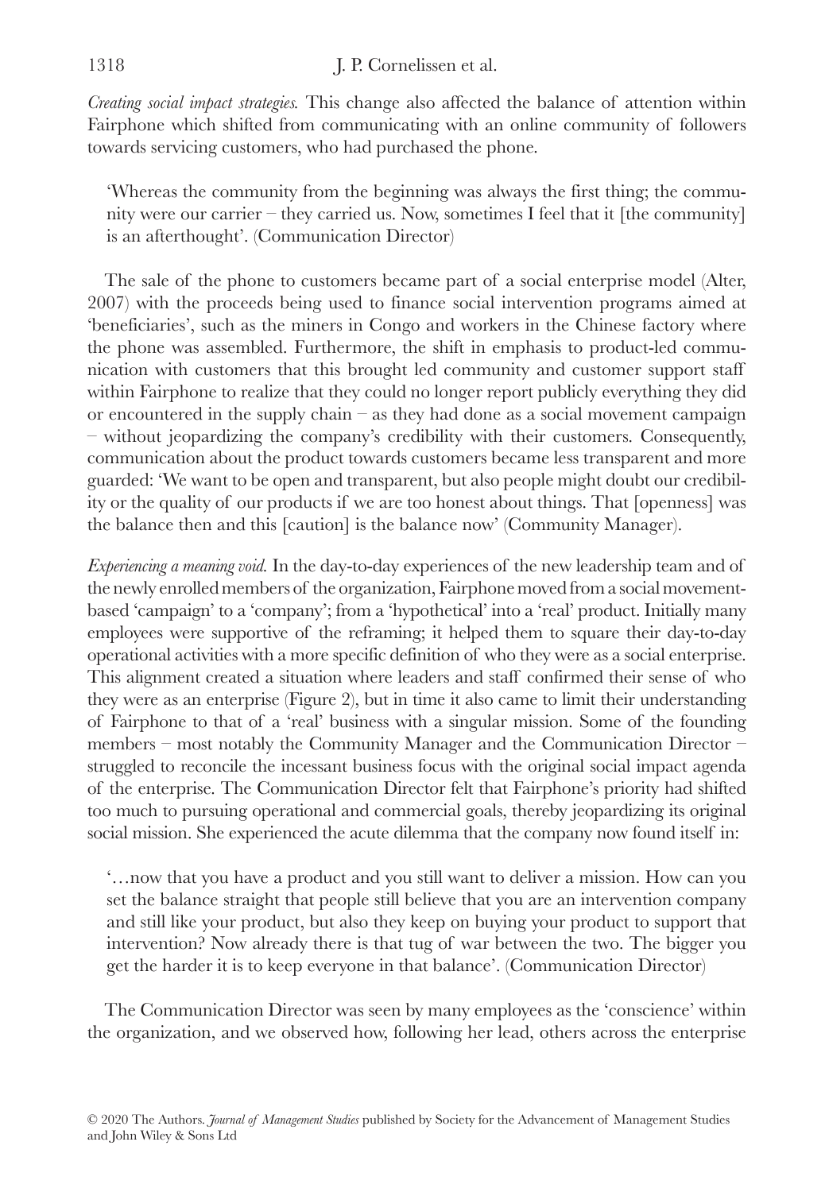*Creating social impact strategies.* This change also affected the balance of attention within Fairphone which shifted from communicating with an online community of followers towards servicing customers, who had purchased the phone.

> 'Whereas the community from the beginning was always the first thing; the community were our carrier – they carried us. Now, sometimes I feel that it [the community] is an afterthought'. (Communication Director)

The sale of the phone to customers became part of a social enterprise model (Alter, 2007) with the proceeds being used to finance social intervention programs aimed at 'beneficiaries', such as the miners in Congo and workers in the Chinese factory where the phone was assembled. Furthermore, the shift in emphasis to product-led communication with customers that this brought led community and customer support staff within Fairphone to realize that they could no longer report publicly everything they did or encountered in the supply chain – as they had done as a social movement campaign – without jeopardizing the company's credibility with their customers. Consequently, communication about the product towards customers became less transparent and more guarded: 'We want to be open and transparent, but also people might doubt our credibility or the quality of our products if we are too honest about things. That [openness] was the balance then and this [caution] is the balance now' (Community Manager).

*Experiencing a meaning void.* In the day-to-day experiences of the new leadership team and of the newly enrolled members of the organization, Fairphone moved from a social movement-based 'campaign' to a 'company'; from a 'hypothetical' into a 'real' product. Initially many employees were supportive of the reframing; it helped them to square their day-to-day operational activities with a more specific definition of who they were as a social enterprise. This alignment created a situation where leaders and staff confirmed their sense of who they were as an enterprise (Figure 2), but in time it also came to limit their understanding of Fairphone to that of a 'real' business with a singular mission. Some of the founding members – most notably the Community Manager and the Communication Director – struggled to reconcile the incessant business focus with the original social impact agenda of the enterprise. The Communication Director felt that Fairphone's priority had shifted too much to pursuing operational and commercial goals, thereby jeopardizing its original social mission. She experienced the acute dilemma that the company now found itself in:

> '…now that you have a product and you still want to deliver a mission. How can you set the balance straight that people still believe that you are an intervention company and still like your product, but also they keep on buying your product to support that intervention? Now already there is that tug of war between the two. The bigger you get the harder it is to keep everyone in that balance'. (Communication Director)

The Communication Director was seen by many employees as the 'conscience' within the organization, and we observed how, following her lead, others across the enterprise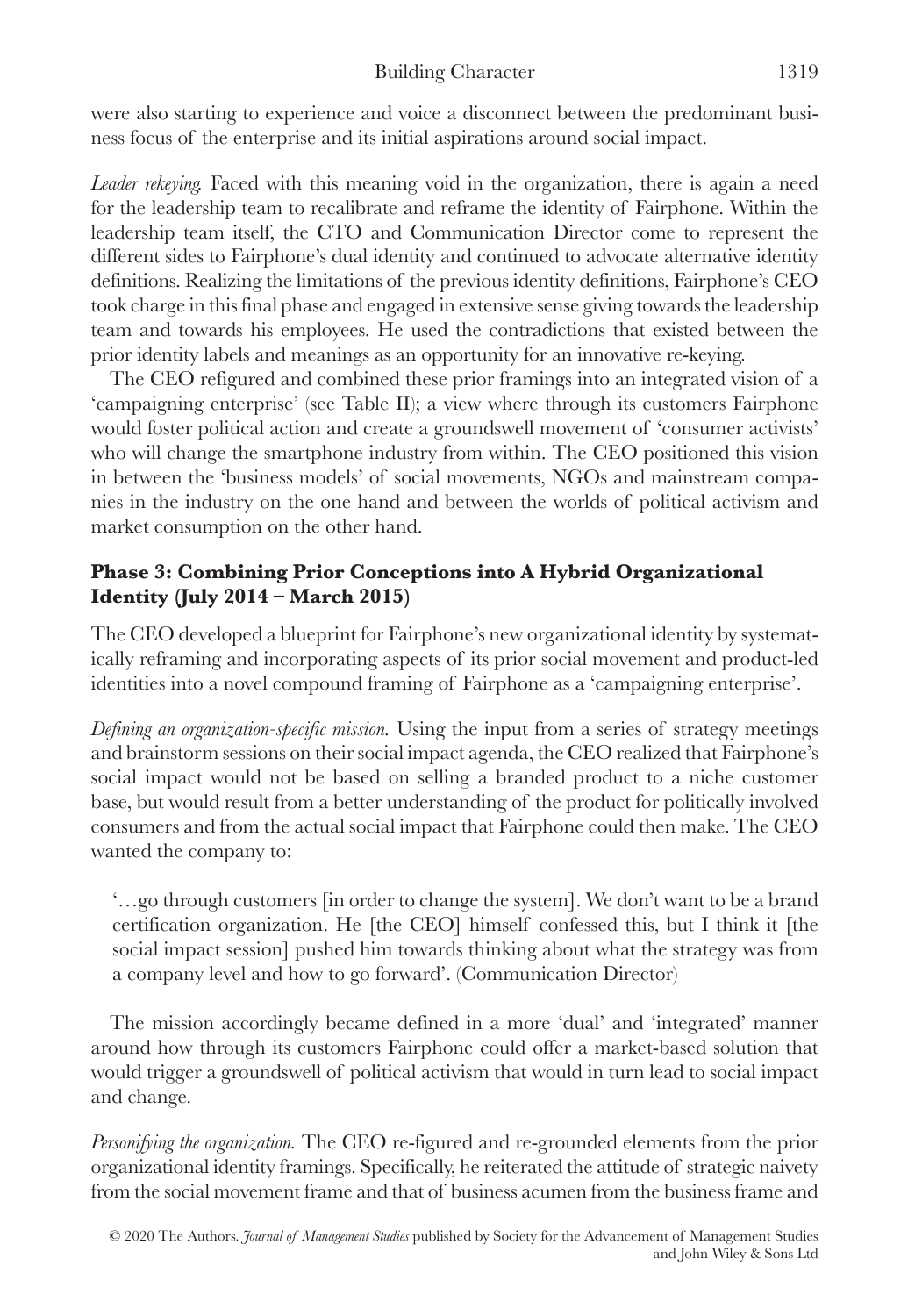were also starting to experience and voice a disconnect between the predominant business focus of the enterprise and its initial aspirations around social impact.

*Leader rekeying.* Faced with this meaning void in the organization, there is again a need for the leadership team to recalibrate and reframe the identity of Fairphone. Within the leadership team itself, the CTO and Communication Director come to represent the different sides to Fairphone's dual identity and continued to advocate alternative identity definitions. Realizing the limitations of the previous identity definitions, Fairphone's CEO took charge in this final phase and engaged in extensive sense giving towards the leadership team and towards his employees. He used the contradictions that existed between the prior identity labels and meanings as an opportunity for an innovative re-keying.

The CEO refigured and combined these prior framings into an integrated vision of a 'campaigning enterprise' (see Table II); a view where through its customers Fairphone would foster political action and create a groundswell movement of 'consumer activists' who will change the smartphone industry from within. The CEO positioned this vision in between the 'business models' of social movements, NGOs and mainstream companies in the industry on the one hand and between the worlds of political activism and market consumption on the other hand.

### Phase 3: Combining Prior Conceptions into A Hybrid Organizational Identity (July 2014 – March 2015)

The CEO developed a blueprint for Fairphone's new organizational identity by systematically reframing and incorporating aspects of its prior social movement and product-led identities into a novel compound framing of Fairphone as a 'campaigning enterprise'.

*Defining an organization-specific mission.* Using the input from a series of strategy meetings and brainstorm sessions on their social impact agenda, the CEO realized that Fairphone's social impact would not be based on selling a branded product to a niche customer base, but would result from a better understanding of the product for politically involved consumers and from the actual social impact that Fairphone could then make. The CEO wanted the company to:

> '…go through customers [in order to change the system]. We don't want to be a brand certification organization. He [the CEO] himself confessed this, but I think it [the social impact session] pushed him towards thinking about what the strategy was from a company level and how to go forward'. (Communication Director)

The mission accordingly became defined in a more 'dual' and 'integrated' manner around how through its customers Fairphone could offer a market-based solution that would trigger a groundswell of political activism that would in turn lead to social impact and change.

*Personifying the organization.* The CEO re-figured and re-grounded elements from the prior organizational identity framings. Specifically, he reiterated the attitude of strategic naivety from the social movement frame and that of business acumen from the business frame and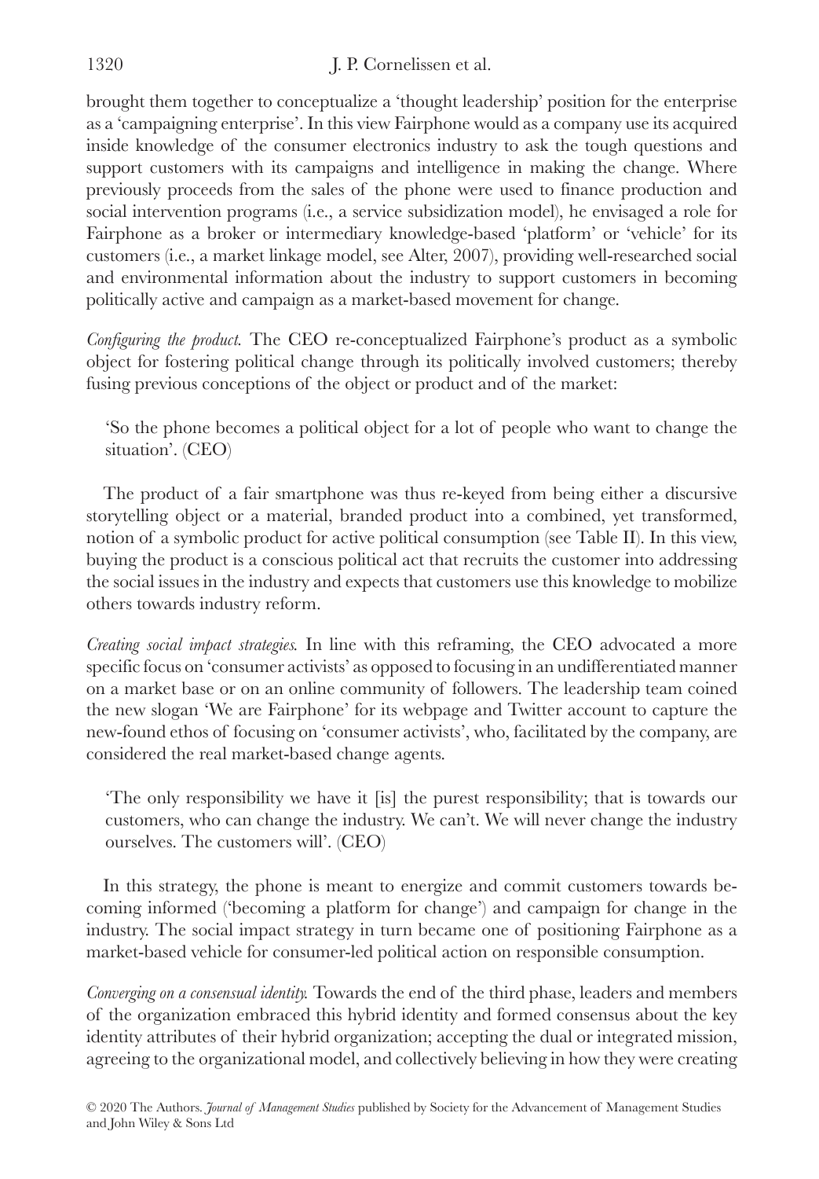brought them together to conceptualize a 'thought leadership' position for the enterprise as a 'campaigning enterprise'. In this view Fairphone would as a company use its acquired inside knowledge of the consumer electronics industry to ask the tough questions and support customers with its campaigns and intelligence in making the change. Where previously proceeds from the sales of the phone were used to finance production and social intervention programs (i.e., a service subsidization model), he envisaged a role for Fairphone as a broker or intermediary knowledge-based 'platform' or 'vehicle' for its customers (i.e., a market linkage model, see Alter, 2007), providing well-researched social and environmental information about the industry to support customers in becoming politically active and campaign as a market-based movement for change.

*Configuring the product.* The CEO re-conceptualized Fairphone's product as a symbolic object for fostering political change through its politically involved customers; thereby fusing previous conceptions of the object or product and of the market:

> 'So the phone becomes a political object for a lot of people who want to change the situation'. (CEO)

The product of a fair smartphone was thus re-keyed from being either a discursive storytelling object or a material, branded product into a combined, yet transformed, notion of a symbolic product for active political consumption (see Table II). In this view, buying the product is a conscious political act that recruits the customer into addressing the social issues in the industry and expects that customers use this knowledge to mobilize others towards industry reform.

*Creating social impact strategies.* In line with this reframing, the CEO advocated a more specific focus on 'consumer activists' as opposed to focusing in an undifferentiated manner on a market base or on an online community of followers. The leadership team coined the new slogan 'We are Fairphone' for its webpage and Twitter account to capture the new-found ethos of focusing on 'consumer activists', who, facilitated by the company, are considered the real market-based change agents.

> 'The only responsibility we have it [is] the purest responsibility; that is towards our customers, who can change the industry. We can't. We will never change the industry ourselves. The customers will'. (CEO)

In this strategy, the phone is meant to energize and commit customers towards becoming informed ('becoming a platform for change') and campaign for change in the industry. The social impact strategy in turn became one of positioning Fairphone as a market-based vehicle for consumer-led political action on responsible consumption.

*Converging on a consensual identity.* Towards the end of the third phase, leaders and members of the organization embraced this hybrid identity and formed consensus about the key identity attributes of their hybrid organization; accepting the dual or integrated mission, agreeing to the organizational model, and collectively believing in how they were creating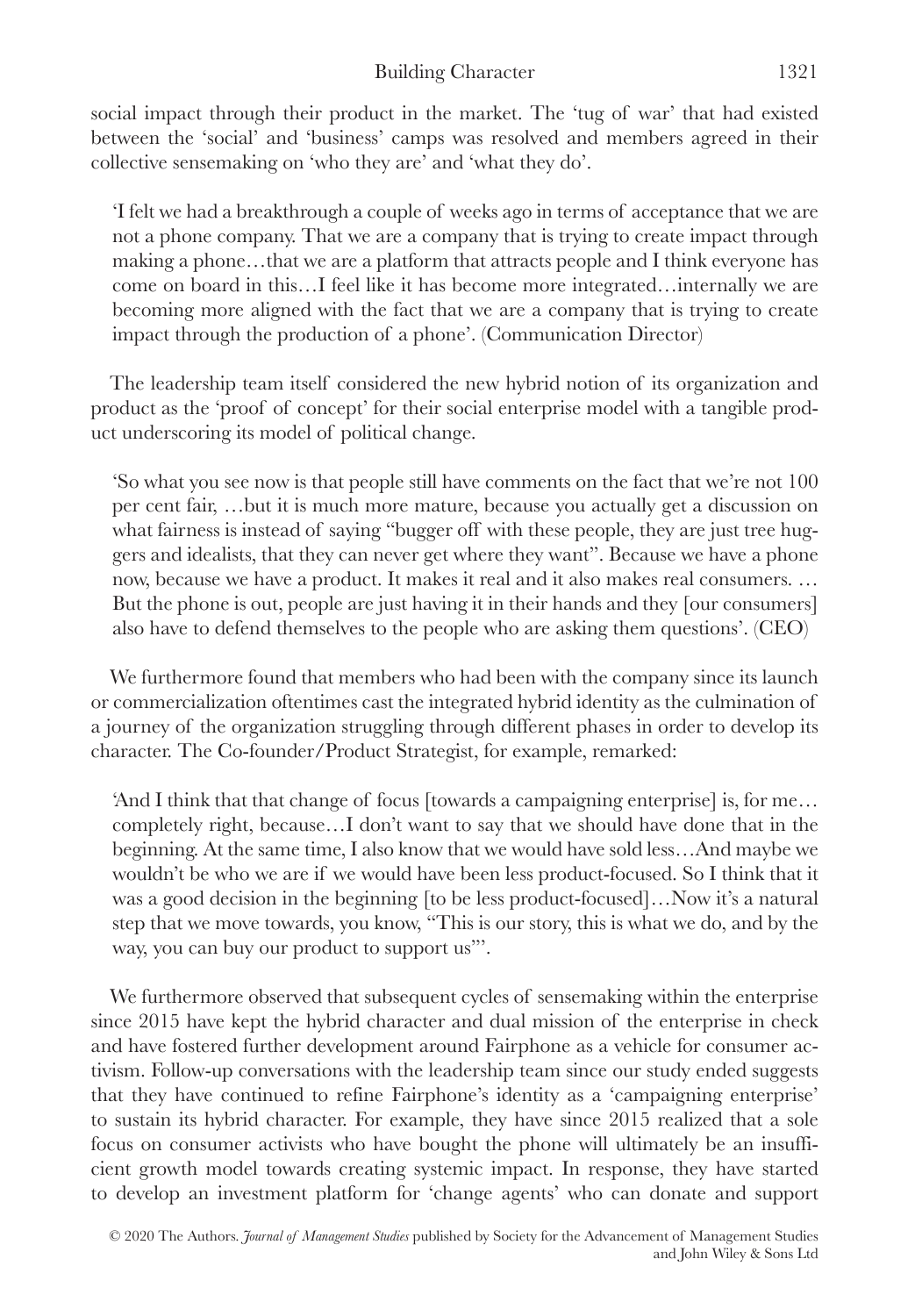social impact through their product in the market. The 'tug of war' that had existed between the 'social' and 'business' camps was resolved and members agreed in their collective sensemaking on 'who they are' and 'what they do'.

> 'I felt we had a breakthrough a couple of weeks ago in terms of acceptance that we are not a phone company. That we are a company that is trying to create impact through making a phone…that we are a platform that attracts people and I think everyone has come on board in this…I feel like it has become more integrated…internally we are becoming more aligned with the fact that we are a company that is trying to create impact through the production of a phone'. (Communication Director)

The leadership team itself considered the new hybrid notion of its organization and product as the 'proof of concept' for their social enterprise model with a tangible product underscoring its model of political change.

> 'So what you see now is that people still have comments on the fact that we're not 100 per cent fair, …but it is much more mature, because you actually get a discussion on what fairness is instead of saying "bugger off with these people, they are just tree huggers and idealists, that they can never get where they want". Because we have a phone now, because we have a product. It makes it real and it also makes real consumers. … But the phone is out, people are just having it in their hands and they [our consumers] also have to defend themselves to the people who are asking them questions'. (CEO)

We furthermore found that members who had been with the company since its launch or commercialization oftentimes cast the integrated hybrid identity as the culmination of a journey of the organization struggling through different phases in order to develop its character. The Co-founder/Product Strategist, for example, remarked:

> 'And I think that that change of focus [towards a campaigning enterprise] is, for me… completely right, because…I don't want to say that we should have done that in the beginning. At the same time, I also know that we would have sold less…And maybe we wouldn't be who we are if we would have been less product-focused. So I think that it was a good decision in the beginning [to be less product-focused]…Now it's a natural step that we move towards, you know, "This is our story, this is what we do, and by the way, you can buy our product to support us"'.

We furthermore observed that subsequent cycles of sensemaking within the enterprise since 2015 have kept the hybrid character and dual mission of the enterprise in check and have fostered further development around Fairphone as a vehicle for consumer activism. Follow-up conversations with the leadership team since our study ended suggests that they have continued to refine Fairphone's identity as a 'campaigning enterprise' to sustain its hybrid character. For example, they have since 2015 realized that a sole focus on consumer activists who have bought the phone will ultimately be an insufficient growth model towards creating systemic impact. In response, they have started to develop an investment platform for 'change agents' who can donate and support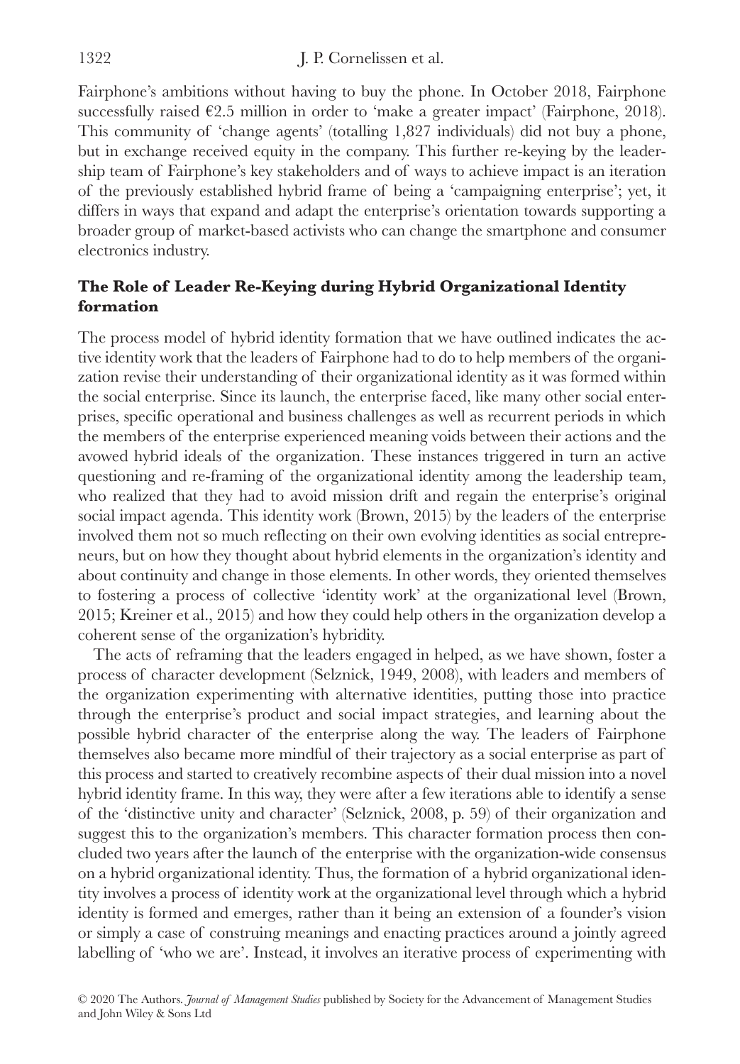Fairphone's ambitions without having to buy the phone. In October 2018, Fairphone successfully raised €2.5 million in order to 'make a greater impact' (Fairphone, 2018). This community of 'change agents' (totalling 1,827 individuals) did not buy a phone, but in exchange received equity in the company. This further re-keying by the leadership team of Fairphone's key stakeholders and of ways to achieve impact is an iteration of the previously established hybrid frame of being a 'campaigning enterprise'; yet, it differs in ways that expand and adapt the enterprise's orientation towards supporting a broader group of market-based activists who can change the smartphone and consumer electronics industry.

## The Role of Leader Re-Keying during Hybrid Organizational Identity formation

The process model of hybrid identity formation that we have outlined indicates the active identity work that the leaders of Fairphone had to do to help members of the organization revise their understanding of their organizational identity as it was formed within the social enterprise. Since its launch, the enterprise faced, like many other social enterprises, specific operational and business challenges as well as recurrent periods in which the members of the enterprise experienced meaning voids between their actions and the avowed hybrid ideals of the organization. These instances triggered in turn an active questioning and re-framing of the organizational identity among the leadership team, who realized that they had to avoid mission drift and regain the enterprise's original social impact agenda. This identity work (Brown, 2015) by the leaders of the enterprise involved them not so much reflecting on their own evolving identities as social entrepreneurs, but on how they thought about hybrid elements in the organization's identity and about continuity and change in those elements. In other words, they oriented themselves to fostering a process of collective 'identity work' at the organizational level (Brown, 2015; Kreiner et al., 2015) and how they could help others in the organization develop a coherent sense of the organization's hybridity.

The acts of reframing that the leaders engaged in helped, as we have shown, foster a process of character development (Selznick, 1949, 2008), with leaders and members of the organization experimenting with alternative identities, putting those into practice through the enterprise's product and social impact strategies, and learning about the possible hybrid character of the enterprise along the way. The leaders of Fairphone themselves also became more mindful of their trajectory as a social enterprise as part of this process and started to creatively recombine aspects of their dual mission into a novel hybrid identity frame. In this way, they were after a few iterations able to identify a sense of the 'distinctive unity and character' (Selznick, 2008, p. 59) of their organization and suggest this to the organization's members. This character formation process then concluded two years after the launch of the enterprise with the organization-wide consensus on a hybrid organizational identity. Thus, the formation of a hybrid organizational identity involves a process of identity work at the organizational level through which a hybrid identity is formed and emerges, rather than it being an extension of a founder's vision or simply a case of construing meanings and enacting practices around a jointly agreed labelling of 'who we are'. Instead, it involves an iterative process of experimenting with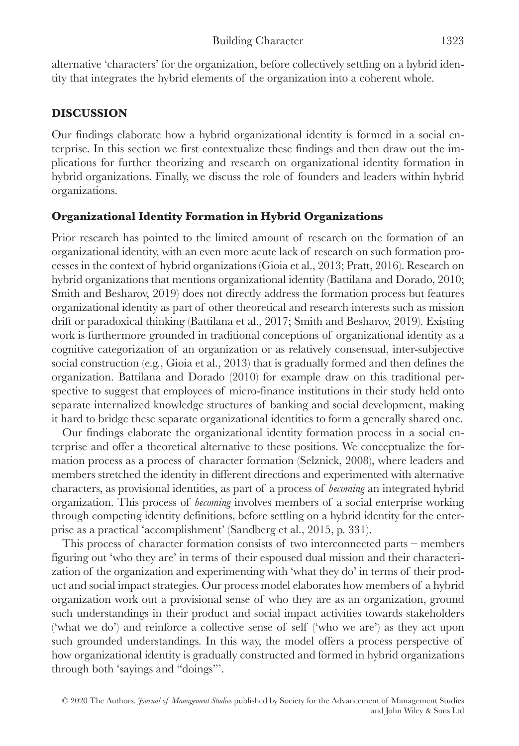alternative 'characters' for the organization, before collectively settling on a hybrid identity that integrates the hybrid elements of the organization into a coherent whole.

## DISCUSSION

Our findings elaborate how a hybrid organizational identity is formed in a social enterprise. In this section we first contextualize these findings and then draw out the implications for further theorizing and research on organizational identity formation in hybrid organizations. Finally, we discuss the role of founders and leaders within hybrid organizations.

### Organizational Identity Formation in Hybrid Organizations

Prior research has pointed to the limited amount of research on the formation of an organizational identity, with an even more acute lack of research on such formation processes in the context of hybrid organizations (Gioia et al., 2013; Pratt, 2016). Research on hybrid organizations that mentions organizational identity (Battilana and Dorado, 2010; Smith and Besharov, 2019) does not directly address the formation process but features organizational identity as part of other theoretical and research interests such as mission drift or paradoxical thinking (Battilana et al., 2017; Smith and Besharov, 2019). Existing work is furthermore grounded in traditional conceptions of organizational identity as a cognitive categorization of an organization or as relatively consensual, inter-subjective social construction (e.g., Gioia et al., 2013) that is gradually formed and then defines the organization. Battilana and Dorado (2010) for example draw on this traditional perspective to suggest that employees of micro-finance institutions in their study held onto separate internalized knowledge structures of banking and social development, making it hard to bridge these separate organizational identities to form a generally shared one.

Our findings elaborate the organizational identity formation process in a social enterprise and offer a theoretical alternative to these positions. We conceptualize the formation process as a process of character formation (Selznick, 2008), where leaders and members stretched the identity in different directions and experimented with alternative characters, as provisional identities, as part of a process of *becoming* an integrated hybrid organization. This process of *becoming* involves members of a social enterprise working through competing identity definitions, before settling on a hybrid identity for the enterprise as a practical 'accomplishment' (Sandberg et al., 2015, p. 331).

This process of character formation consists of two interconnected parts – members figuring out 'who they are' in terms of their espoused dual mission and their characterization of the organization and experimenting with 'what they do' in terms of their product and social impact strategies. Our process model elaborates how members of a hybrid organization work out a provisional sense of who they are as an organization, ground such understandings in their product and social impact activities towards stakeholders ('what we do') and reinforce a collective sense of self ('who we are') as they act upon such grounded understandings. In this way, the model offers a process perspective of how organizational identity is gradually constructed and formed in hybrid organizations through both 'sayings and "doings"'.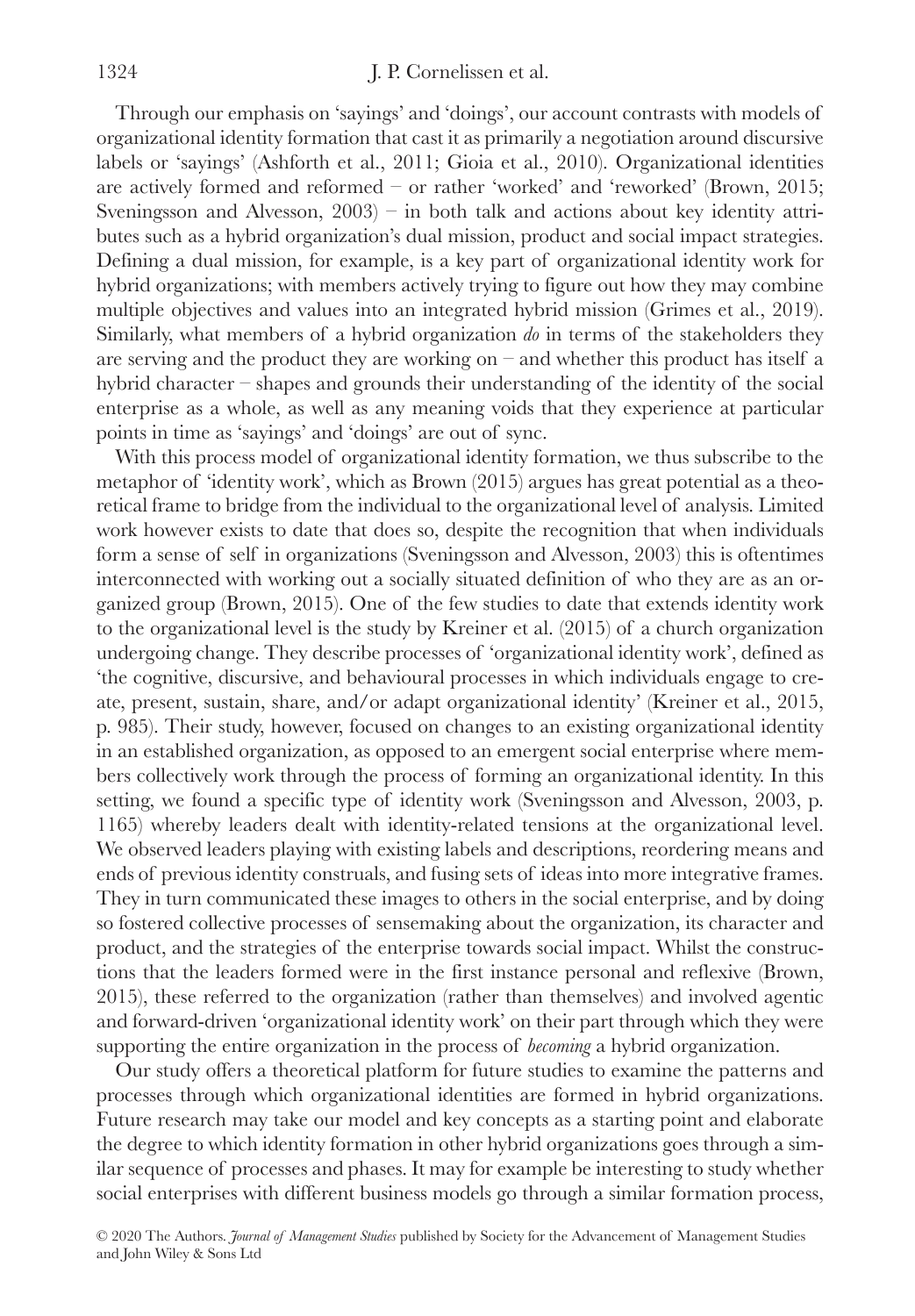Through our emphasis on 'sayings' and 'doings', our account contrasts with models of organizational identity formation that cast it as primarily a negotiation around discursive labels or 'sayings' (Ashforth et al., 2011; Gioia et al., 2010). Organizational identities are actively formed and reformed – or rather 'worked' and 'reworked' (Brown, 2015; Sveningsson and Alvesson, 2003) – in both talk and actions about key identity attributes such as a hybrid organization's dual mission, product and social impact strategies. Defining a dual mission, for example, is a key part of organizational identity work for hybrid organizations; with members actively trying to figure out how they may combine multiple objectives and values into an integrated hybrid mission (Grimes et al., 2019). Similarly, what members of a hybrid organization *do* in terms of the stakeholders they are serving and the product they are working on – and whether this product has itself a hybrid character – shapes and grounds their understanding of the identity of the social enterprise as a whole, as well as any meaning voids that they experience at particular points in time as 'sayings' and 'doings' are out of sync.

With this process model of organizational identity formation, we thus subscribe to the metaphor of 'identity work', which as Brown (2015) argues has great potential as a theoretical frame to bridge from the individual to the organizational level of analysis. Limited work however exists to date that does so, despite the recognition that when individuals form a sense of self in organizations (Sveningsson and Alvesson, 2003) this is oftentimes interconnected with working out a socially situated definition of who they are as an organized group (Brown, 2015). One of the few studies to date that extends identity work to the organizational level is the study by Kreiner et al. (2015) of a church organization undergoing change. They describe processes of 'organizational identity work', defined as 'the cognitive, discursive, and behavioural processes in which individuals engage to create, present, sustain, share, and/or adapt organizational identity' (Kreiner et al., 2015, p. 985). Their study, however, focused on changes to an existing organizational identity in an established organization, as opposed to an emergent social enterprise where members collectively work through the process of forming an organizational identity. In this setting, we found a specific type of identity work (Sveningsson and Alvesson, 2003, p. 1165) whereby leaders dealt with identity-related tensions at the organizational level. We observed leaders playing with existing labels and descriptions, reordering means and ends of previous identity construals, and fusing sets of ideas into more integrative frames. They in turn communicated these images to others in the social enterprise, and by doing so fostered collective processes of sensemaking about the organization, its character and product, and the strategies of the enterprise towards social impact. Whilst the constructions that the leaders formed were in the first instance personal and reflexive (Brown, 2015), these referred to the organization (rather than themselves) and involved agentic and forward-driven 'organizational identity work' on their part through which they were supporting the entire organization in the process of *becoming* a hybrid organization.

Our study offers a theoretical platform for future studies to examine the patterns and processes through which organizational identities are formed in hybrid organizations. Future research may take our model and key concepts as a starting point and elaborate the degree to which identity formation in other hybrid organizations goes through a similar sequence of processes and phases. It may for example be interesting to study whether social enterprises with different business models go through a similar formation process,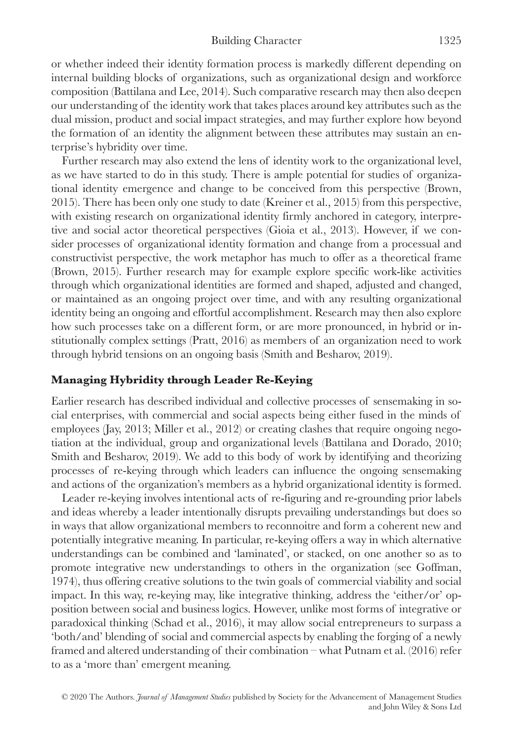or whether indeed their identity formation process is markedly different depending on internal building blocks of organizations, such as organizational design and workforce composition (Battilana and Lee, 2014). Such comparative research may then also deepen our understanding of the identity work that takes places around key attributes such as the dual mission, product and social impact strategies, and may further explore how beyond the formation of an identity the alignment between these attributes may sustain an enterprise's hybridity over time.

Further research may also extend the lens of identity work to the organizational level, as we have started to do in this study. There is ample potential for studies of organizational identity emergence and change to be conceived from this perspective (Brown, 2015). There has been only one study to date (Kreiner et al., 2015) from this perspective, with existing research on organizational identity firmly anchored in category, interpretive and social actor theoretical perspectives (Gioia et al., 2013). However, if we consider processes of organizational identity formation and change from a processual and constructivist perspective, the work metaphor has much to offer as a theoretical frame (Brown, 2015). Further research may for example explore specific work-like activities through which organizational identities are formed and shaped, adjusted and changed, or maintained as an ongoing project over time, and with any resulting organizational identity being an ongoing and effortful accomplishment. Research may then also explore how such processes take on a different form, or are more pronounced, in hybrid or institutionally complex settings (Pratt, 2016) as members of an organization need to work through hybrid tensions on an ongoing basis (Smith and Besharov, 2019).

## Managing Hybridity through Leader Re-Keying

Earlier research has described individual and collective processes of sensemaking in social enterprises, with commercial and social aspects being either fused in the minds of employees (Jay, 2013; Miller et al., 2012) or creating clashes that require ongoing negotiation at the individual, group and organizational levels (Battilana and Dorado, 2010; Smith and Besharov, 2019). We add to this body of work by identifying and theorizing processes of re-keying through which leaders can influence the ongoing sensemaking and actions of the organization's members as a hybrid organizational identity is formed.

Leader re-keying involves intentional acts of re-figuring and re-grounding prior labels and ideas whereby a leader intentionally disrupts prevailing understandings but does so in ways that allow organizational members to reconnoitre and form a coherent new and potentially integrative meaning. In particular, re-keying offers a way in which alternative understandings can be combined and 'laminated', or stacked, on one another so as to promote integrative new understandings to others in the organization (see Goffman, 1974), thus offering creative solutions to the twin goals of commercial viability and social impact. In this way, re-keying may, like integrative thinking, address the 'either/or' opposition between social and business logics. However, unlike most forms of integrative or paradoxical thinking (Schad et al., 2016), it may allow social entrepreneurs to surpass a 'both/and' blending of social and commercial aspects by enabling the forging of a newly framed and altered understanding of their combination – what Putnam et al. (2016) refer to as a 'more than' emergent meaning.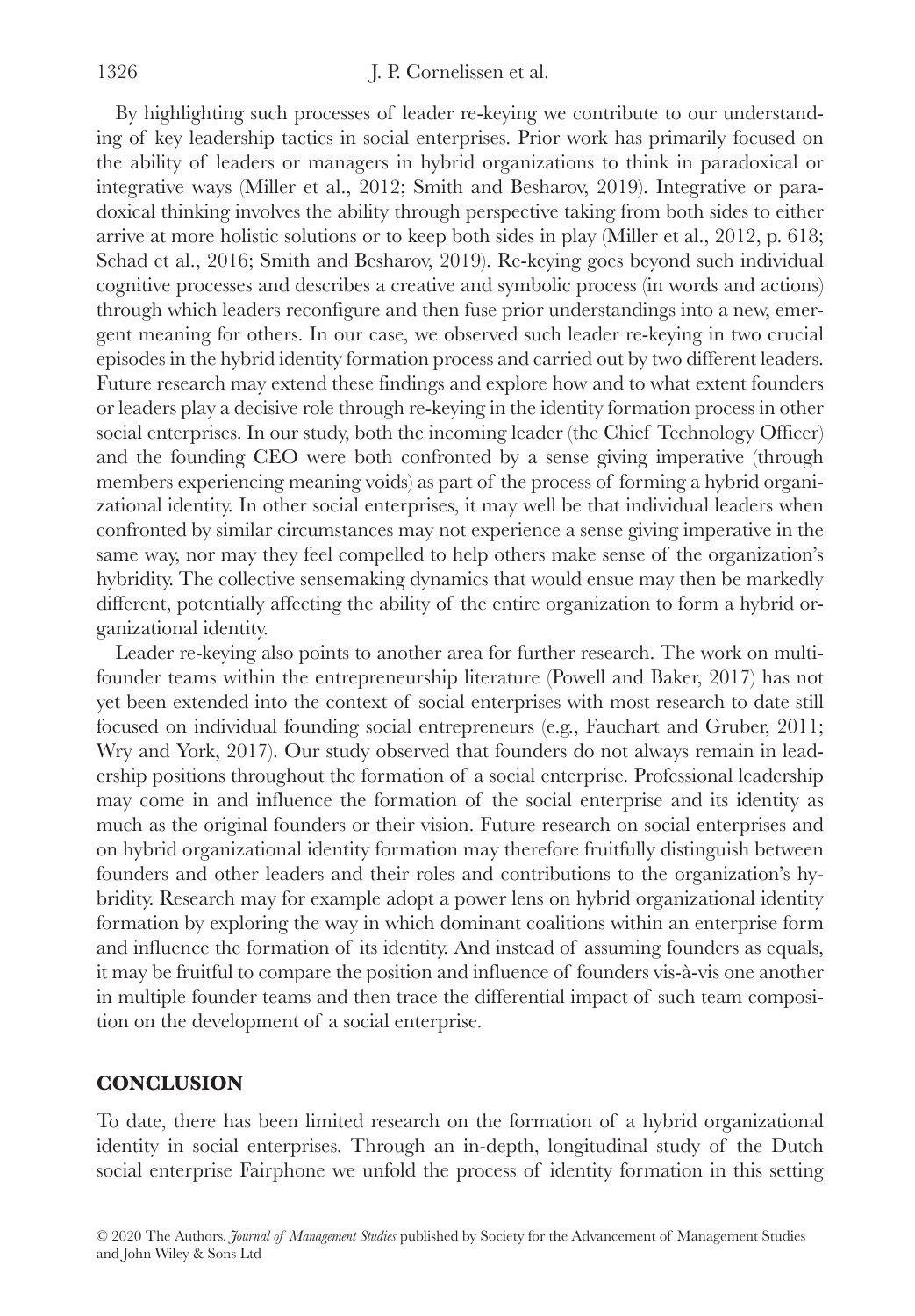By highlighting such processes of leader re-keying we contribute to our understanding of key leadership tactics in social enterprises. Prior work has primarily focused on the ability of leaders or managers in hybrid organizations to think in paradoxical or integrative ways (Miller et al., 2012; Smith and Besharov, 2019). Integrative or paradoxical thinking involves the ability through perspective taking from both sides to either arrive at more holistic solutions or to keep both sides in play (Miller et al., 2012, p. 618; Schad et al., 2016; Smith and Besharov, 2019). Re-keying goes beyond such individual cognitive processes and describes a creative and symbolic process (in words and actions) through which leaders reconfigure and then fuse prior understandings into a new, emergent meaning for others. In our case, we observed such leader re-keying in two crucial episodes in the hybrid identity formation process and carried out by two different leaders. Future research may extend these findings and explore how and to what extent founders or leaders play a decisive role through re-keying in the identity formation process in other social enterprises. In our study, both the incoming leader (the Chief Technology Officer) and the founding CEO were both confronted by a sense giving imperative (through members experiencing meaning voids) as part of the process of forming a hybrid organizational identity. In other social enterprises, it may well be that individual leaders when confronted by similar circumstances may not experience a sense giving imperative in the same way, nor may they feel compelled to help others make sense of the organization's hybridity. The collective sensemaking dynamics that would ensue may then be markedly different, potentially affecting the ability of the entire organization to form a hybrid organizational identity.

Leader re-keying also points to another area for further research. The work on multi-founder teams within the entrepreneurship literature (Powell and Baker, 2017) has not yet been extended into the context of social enterprises with most research to date still focused on individual founding social entrepreneurs (e.g., Fauchart and Gruber, 2011; Wry and York, 2017). Our study observed that founders do not always remain in leadership positions throughout the formation of a social enterprise. Professional leadership may come in and influence the formation of the social enterprise and its identity as much as the original founders or their vision. Future research on social enterprises and on hybrid organizational identity formation may therefore fruitfully distinguish between founders and other leaders and their roles and contributions to the organization's hybridity. Research may for example adopt a power lens on hybrid organizational identity formation by exploring the way in which dominant coalitions within an enterprise form and influence the formation of its identity. And instead of assuming founders as equals, it may be fruitful to compare the position and influence of founders vis-à-vis one another in multiple founder teams and then trace the differential impact of such team composition on the development of a social enterprise.

## CONCLUSION

To date, there has been limited research on the formation of a hybrid organizational identity in social enterprises. Through an in-depth, longitudinal study of the Dutch social enterprise Fairphone we unfold the process of identity formation in this setting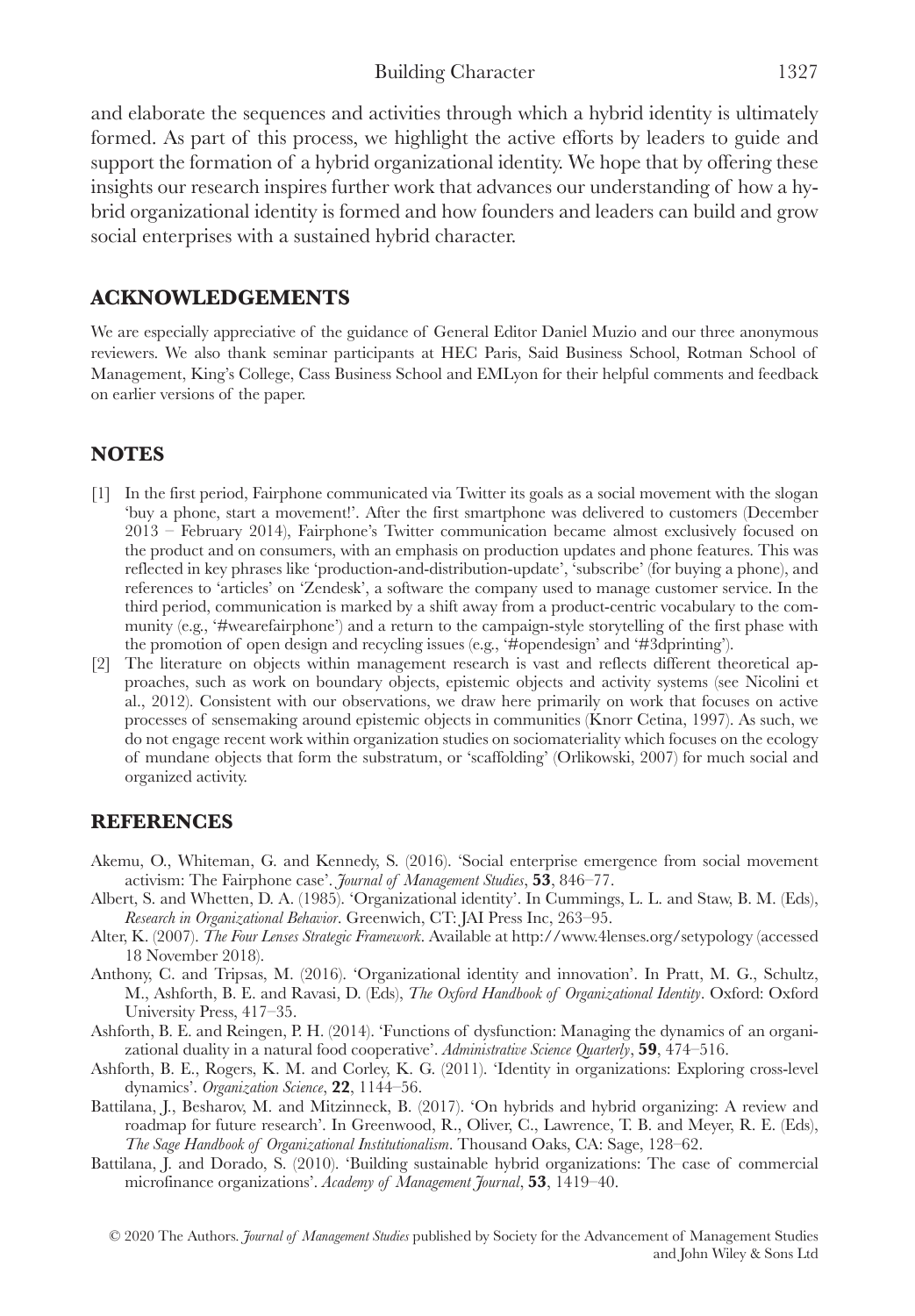and elaborate the sequences and activities through which a hybrid identity is ultimately formed. As part of this process, we highlight the active efforts by leaders to guide and support the formation of a hybrid organizational identity. We hope that by offering these insights our research inspires further work that advances our understanding of how a hybrid organizational identity is formed and how founders and leaders can build and grow social enterprises with a sustained hybrid character.

## ACKNOWLEDGEMENTS

We are especially appreciative of the guidance of General Editor Daniel Muzio and our three anonymous reviewers. We also thank seminar participants at HEC Paris, Said Business School, Rotman School of Management, King's College, Cass Business School and EMLyon for their helpful comments and feedback on earlier versions of the paper.

## NOTES

[1] In the first period, Fairphone communicated via Twitter its goals as a social movement with the slogan 'buy a phone, start a movement!'. After the first smartphone was delivered to customers (December 2013 – February 2014), Fairphone's Twitter communication became almost exclusively focused on the product and on consumers, with an emphasis on production updates and phone features. This was reflected in key phrases like 'production-and-distribution-update', 'subscribe' (for buying a phone), and references to 'articles' on 'Zendesk', a software the company used to manage customer service. In the third period, communication is marked by a shift away from a product-centric vocabulary to the community (e.g., '#wearefairphone') and a return to the campaign-style storytelling of the first phase with the promotion of open design and recycling issues (e.g., '#opendesign' and '#3dprinting').

[2] The literature on objects within management research is vast and reflects different theoretical approaches, such as work on boundary objects, epistemic objects and activity systems (see Nicolini et al., 2012). Consistent with our observations, we draw here primarily on work that focuses on active processes of sensemaking around epistemic objects in communities (Knorr Cetina, 1997). As such, we do not engage recent work within organization studies on sociomateriality which focuses on the ecology of mundane objects that form the substratum, or 'scaffolding' (Orlikowski, 2007) for much social and organized activity.

## REFERENCES

Akemu, O., Whiteman, G. and Kennedy, S. (2016). 'Social enterprise emergence from social movement activism: The Fairphone case'. *Journal of Management Studies*, **53**, 846–77.

Albert, S. and Whetten, D. A. (1985). 'Organizational identity'. In Cummings, L. L. and Staw, B. M. (Eds), *Research in Organizational Behavior*. Greenwich, CT: JAI Press Inc, 263–95.

Alter, K. (2007). *The Four Lenses Strategic Framework*. Available at http://www.4lenses.org/setypology (accessed 18 November 2018).

Anthony, C. and Tripsas, M. (2016). 'Organizational identity and innovation'. In Pratt, M. G., Schultz, M., Ashforth, B. E. and Ravasi, D. (Eds), *The Oxford Handbook of Organizational Identity*. Oxford: Oxford University Press, 417–35.

Ashforth, B. E. and Reingen, P. H. (2014). 'Functions of dysfunction: Managing the dynamics of an organizational duality in a natural food cooperative'. *Administrative Science Quarterly*, **59**, 474–516.

Ashforth, B. E., Rogers, K. M. and Corley, K. G. (2011). 'Identity in organizations: Exploring cross-level dynamics'. *Organization Science*, **22**, 1144–56.

Battilana, J., Besharov, M. and Mitzinneck, B. (2017). 'On hybrids and hybrid organizing: A review and roadmap for future research'. In Greenwood, R., Oliver, C., Lawrence, T. B. and Meyer, R. E. (Eds), *The Sage Handbook of Organizational Institutionalism*. Thousand Oaks, CA: Sage, 128–62.

Battilana, J. and Dorado, S. (2010). 'Building sustainable hybrid organizations: The case of commercial microfinance organizations'. *Academy of Management Journal*, **53**, 1419–40.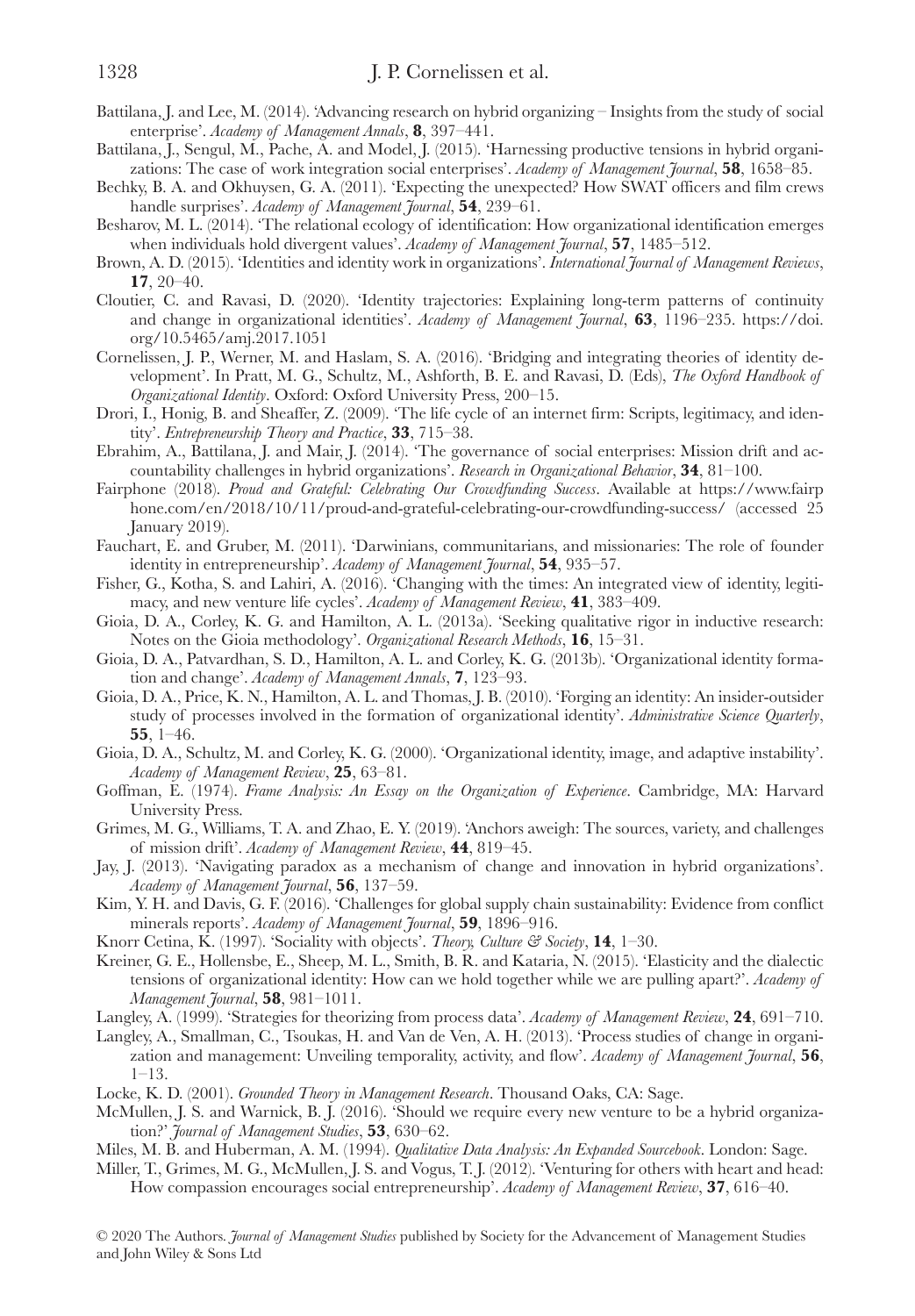Battilana, J. and Lee, M. (2014). 'Advancing research on hybrid organizing – Insights from the study of social enterprise'. *Academy of Management Annals*, **8**, 397–441.

Battilana, J., Sengul, M., Pache, A. and Model, J. (2015). 'Harnessing productive tensions in hybrid organizations: The case of work integration social enterprises'. *Academy of Management Journal*, **58**, 1658–85.

Bechky, B. A. and Okhuysen, G. A. (2011). 'Expecting the unexpected? How SWAT officers and film crews handle surprises'. *Academy of Management Journal*, **54**, 239–61.

Besharov, M. L. (2014). 'The relational ecology of identification: How organizational identification emerges when individuals hold divergent values'. *Academy of Management Journal*, **57**, 1485–512.

Brown, A. D. (2015). 'Identities and identity work in organizations'. *International Journal of Management Reviews*, **17**, 20–40.

Cloutier, C. and Ravasi, D. (2020). 'Identity trajectories: Explaining long-term patterns of continuity and change in organizational identities'. *Academy of Management Journal*, **63**, 1196–235. https://doi.org/10.5465/amj.2017.1051

Cornelissen, J. P., Werner, M. and Haslam, S. A. (2016). 'Bridging and integrating theories of identity development'. In Pratt, M. G., Schultz, M., Ashforth, B. E. and Ravasi, D. (Eds), *The Oxford Handbook of Organizational Identity*. Oxford: Oxford University Press, 200–15.

Drori, I., Honig, B. and Sheaffer, Z. (2009). 'The life cycle of an internet firm: Scripts, legitimacy, and identity'. *Entrepreneurship Theory and Practice*, **33**, 715–38.

Ebrahim, A., Battilana, J. and Mair, J. (2014). 'The governance of social enterprises: Mission drift and accountability challenges in hybrid organizations'. *Research in Organizational Behavior*, **34**, 81–100.

Fairphone (2018). *Proud and Grateful: Celebrating Our Crowdfunding Success*. Available at https://www.fairphone.com/en/2018/10/11/proud-and-grateful-celebrating-our-crowdfunding-success/ (accessed 25 January 2019).

Fauchart, E. and Gruber, M. (2011). 'Darwinians, communitarians, and missionaries: The role of founder identity in entrepreneurship'. *Academy of Management Journal*, **54**, 935–57.

Fisher, G., Kotha, S. and Lahiri, A. (2016). 'Changing with the times: An integrated view of identity, legitimacy, and new venture life cycles'. *Academy of Management Review*, **41**, 383–409.

Gioia, D. A., Corley, K. G. and Hamilton, A. L. (2013a). 'Seeking qualitative rigor in inductive research: Notes on the Gioia methodology'. *Organizational Research Methods*, **16**, 15–31.

Gioia, D. A., Patvardhan, S. D., Hamilton, A. L. and Corley, K. G. (2013b). 'Organizational identity formation and change'. *Academy of Management Annals*, **7**, 123–93.

Gioia, D. A., Price, K. N., Hamilton, A. L. and Thomas, J. B. (2010). 'Forging an identity: An insider-outsider study of processes involved in the formation of organizational identity'. *Administrative Science Quarterly*, **55**, 1–46.

Gioia, D. A., Schultz, M. and Corley, K. G. (2000). 'Organizational identity, image, and adaptive instability'. *Academy of Management Review*, **25**, 63–81.

Goffman, E. (1974). *Frame Analysis: An Essay on the Organization of Experience*. Cambridge, MA: Harvard University Press.

Grimes, M. G., Williams, T. A. and Zhao, E. Y. (2019). 'Anchors aweigh: The sources, variety, and challenges of mission drift'. *Academy of Management Review*, **44**, 819–45.

Jay, J. (2013). 'Navigating paradox as a mechanism of change and innovation in hybrid organizations'. *Academy of Management Journal*, **56**, 137–59.

Kim, Y. H. and Davis, G. F. (2016). 'Challenges for global supply chain sustainability: Evidence from conflict minerals reports'. *Academy of Management Journal*, **59**, 1896–916.

Knorr Cetina, K. (1997). 'Sociality with objects'. *Theory, Culture & Society*, **14**, 1–30.

Kreiner, G. E., Hollensbe, E., Sheep, M. L., Smith, B. R. and Kataria, N. (2015). 'Elasticity and the dialectic tensions of organizational identity: How can we hold together while we are pulling apart?'. *Academy of Management Journal*, **58**, 981–1011.

Langley, A. (1999). 'Strategies for theorizing from process data'. *Academy of Management Review*, **24**, 691–710.

Langley, A., Smallman, C., Tsoukas, H. and Van de Ven, A. H. (2013). 'Process studies of change in organization and management: Unveiling temporality, activity, and flow'. *Academy of Management Journal*, **56**, 1–13.

Locke, K. D. (2001). *Grounded Theory in Management Research*. Thousand Oaks, CA: Sage.

McMullen, J. S. and Warnick, B. J. (2016). 'Should we require every new venture to be a hybrid organization?' *Journal of Management Studies*, **53**, 630–62.

Miles, M. B. and Huberman, A. M. (1994). *Qualitative Data Analysis: An Expanded Sourcebook*. London: Sage.

Miller, T., Grimes, M. G., McMullen, J. S. and Vogus, T. J. (2012). 'Venturing for others with heart and head: How compassion encourages social entrepreneurship'. *Academy of Management Review*, **37**, 616–40.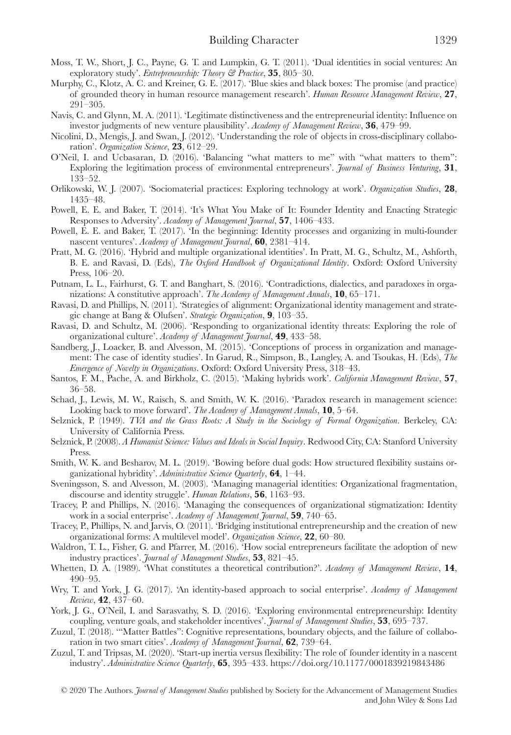Moss, T. W., Short, J. C., Payne, G. T. and Lumpkin, G. T. (2011). 'Dual identities in social ventures: An exploratory study'. *Entrepreneurship: Theory & Practice*, **35**, 805–30.

Murphy, C., Klotz, A. C. and Kreiner, G. E. (2017). 'Blue skies and black boxes: The promise (and practice) of grounded theory in human resource management research'. *Human Resource Management Review*, **27**, 291–305.

Navis, C. and Glynn, M. A. (2011). 'Legitimate distinctiveness and the entrepreneurial identity: Influence on investor judgments of new venture plausibility'. *Academy of Management Review*, **36**, 479–99.

Nicolini, D., Mengis, J. and Swan, J. (2012). 'Understanding the role of objects in cross-disciplinary collaboration'. *Organization Science*, **23**, 612–29.

O'Neil, I. and Ucbasaran, D. (2016). 'Balancing "what matters to me" with "what matters to them": Exploring the legitimation process of environmental entrepreneurs'. *Journal of Business Venturing*, **31**, 133–52.

Orlikowski, W. J. (2007). 'Sociomaterial practices: Exploring technology at work'. *Organization Studies*, **28**, 1435–48.

Powell, E. E. and Baker, T. (2014). 'It's What You Make of It: Founder Identity and Enacting Strategic Responses to Adversity'. *Academy of Management Journal*, **57**, 1406–433.

Powell, E. E. and Baker, T. (2017). 'In the beginning: Identity processes and organizing in multi-founder nascent ventures'. *Academy of Management Journal*, **60**, 2381–414.

Pratt, M. G. (2016). 'Hybrid and multiple organizational identities'. In Pratt, M. G., Schultz, M., Ashforth, B. E. and Ravasi, D. (Eds), *The Oxford Handbook of Organizational Identity*. Oxford: Oxford University Press, 106–20.

Putnam, L. L., Fairhurst, G. T. and Banghart, S. (2016). 'Contradictions, dialectics, and paradoxes in organizations: A constitutive approach'. *The Academy of Management Annals*, **10**, 65–171.

Ravasi, D. and Phillips, N. (2011). 'Strategies of alignment: Organizational identity management and strategic change at Bang & Olufsen'. *Strategic Organization*, **9**, 103–35.

Ravasi, D. and Schultz, M. (2006). 'Responding to organizational identity threats: Exploring the role of organizational culture'. *Academy of Management Journal*, **49**, 433–58.

Sandberg, J., Loacker, B. and Alvesson, M. (2015). 'Conceptions of process in organization and management: The case of identity studies'. In Garud, R., Simpson, B., Langley, A. and Tsoukas, H. (Eds), *The Emergence of Novelty in Organizations*. Oxford: Oxford University Press, 318–43.

Santos, F. M., Pache, A. and Birkholz, C. (2015). 'Making hybrids work'. *California Management Review*, **57**, 36–58.

Schad, J., Lewis, M. W., Raisch, S. and Smith, W. K. (2016). 'Paradox research in management science: Looking back to move forward'. *The Academy of Management Annals*, **10**, 5–64.

Selznick, P. (1949). *TVA and the Grass Roots: A Study in the Sociology of Formal Organization*. Berkeley, CA: University of California Press.

Selznick, P. (2008). *A Humanist Science: Values and Ideals in Social Inquiry*. Redwood City, CA: Stanford University Press.

Smith, W. K. and Besharov, M. L. (2019). 'Bowing before dual gods: How structured flexibility sustains organizational hybridity'. *Administrative Science Quarterly*, **64**, 1–44.

Sveningsson, S. and Alvesson, M. (2003). 'Managing managerial identities: Organizational fragmentation, discourse and identity struggle'. *Human Relations*, **56**, 1163–93.

Tracey, P. and Phillips, N. (2016). 'Managing the consequences of organizational stigmatization: Identity work in a social enterprise'. *Academy of Management Journal*, **59**, 740–65.

Tracey, P., Phillips, N. and Jarvis, O. (2011). 'Bridging institutional entrepreneurship and the creation of new organizational forms: A multilevel model'. *Organization Science*, **22**, 60–80.

Waldron, T. L., Fisher, G. and Pfarrer, M. (2016). 'How social entrepreneurs facilitate the adoption of new industry practices'. *Journal of Management Studies*, **53**, 821–45.

Whetten, D. A. (1989). 'What constitutes a theoretical contribution?'. *Academy of Management Review*, **14**, 490–95.

Wry, T. and York, J. G. (2017). 'An identity-based approach to social enterprise'. *Academy of Management Review*, **42**, 437–60.

York, J. G., O'Neil, I. and Sarasvathy, S. D. (2016). 'Exploring environmental entrepreneurship: Identity coupling, venture goals, and stakeholder incentives'. *Journal of Management Studies*, **53**, 695–737.

Zuzul, T. (2018). '"Matter Battles": Cognitive representations, boundary objects, and the failure of collaboration in two smart cities'. *Academy of Management Journal*, **62**, 739–64.

Zuzul, T. and Tripsas, M. (2020). 'Start-up inertia versus flexibility: The role of founder identity in a nascent industry'. *Administrative Science Quarterly*, **65**, 395–433. https://doi.org/10.1177/0001839219843486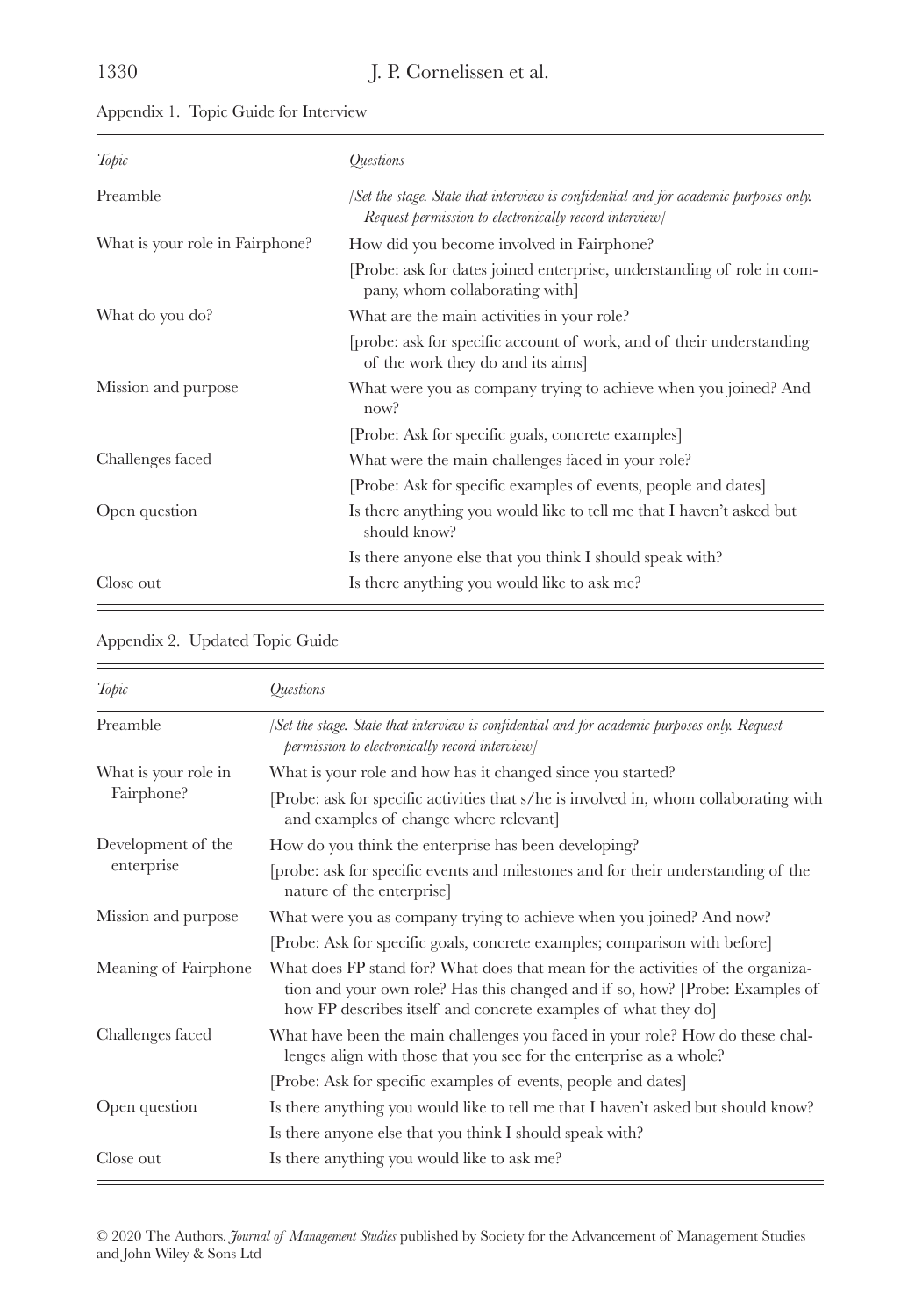Appendix 1. Topic Guide for Interview

| *Topic* | *Questions* |
|---|---|
| Preamble | *[Set the stage. State that interview is confidential and for academic purposes only. Request permission to electronically record interview]* |
| What is your role in Fairphone? | How did you become involved in Fairphone? |
| | [Probe: ask for dates joined enterprise, understanding of role in company, whom collaborating with] |
| What do you do? | What are the main activities in your role? |
| | [probe: ask for specific account of work, and of their understanding of the work they do and its aims] |
| Mission and purpose | What were you as company trying to achieve when you joined? And now? |
| | [Probe: Ask for specific goals, concrete examples] |
| Challenges faced | What were the main challenges faced in your role? |
| | [Probe: Ask for specific examples of events, people and dates] |
| Open question | Is there anything you would like to tell me that I haven't asked but should know? |
| | Is there anyone else that you think I should speak with? |
| Close out | Is there anything you would like to ask me? |

Appendix 2. Updated Topic Guide

| *Topic* | *Questions* |
|---|---|
| Preamble | *[Set the stage. State that interview is confidential and for academic purposes only. Request permission to electronically record interview]* |
| What is your role in Fairphone? | What is your role and how has it changed since you started? |
| | [Probe: ask for specific activities that s/he is involved in, whom collaborating with and examples of change where relevant] |
| Development of the enterprise | How do you think the enterprise has been developing? |
| | [probe: ask for specific events and milestones and for their understanding of the nature of the enterprise] |
| Mission and purpose | What were you as company trying to achieve when you joined? And now? |
| | [Probe: Ask for specific goals, concrete examples; comparison with before] |
| Meaning of Fairphone | What does FP stand for? What does that mean for the activities of the organization and your own role? Has this changed and if so, how? [Probe: Examples of how FP describes itself and concrete examples of what they do] |
| Challenges faced | What have been the main challenges you faced in your role? How do these challenges align with those that you see for the enterprise as a whole? |
| | [Probe: Ask for specific examples of events, people and dates] |
| Open question | Is there anything you would like to tell me that I haven't asked but should know? |
| | Is there anyone else that you think I should speak with? |
| Close out | Is there anything you would like to ask me? |